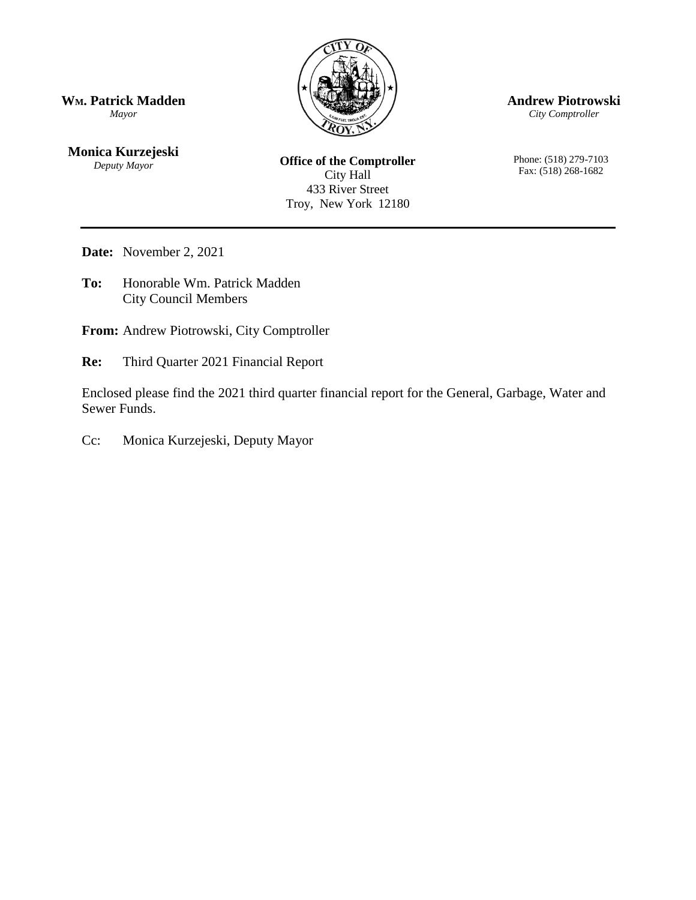**Wm. Patrick Madden**
*Mayor*

**Monica Kurzejeski**
*Deputy Mayor*

**Andrew Piotrowski**
*City Comptroller*

**Office of the Comptroller**
City Hall
433 River Street
Troy, New York 12180

Phone: (518) 279-7103
Fax: (518) 268-1682

---

**Date:** November 2, 2021

**To:** Honorable Wm. Patrick Madden
City Council Members

**From:** Andrew Piotrowski, City Comptroller

**Re:** Third Quarter 2021 Financial Report

Enclosed please find the 2021 third quarter financial report for the General, Garbage, Water and Sewer Funds.

Cc: Monica Kurzejeski, Deputy Mayor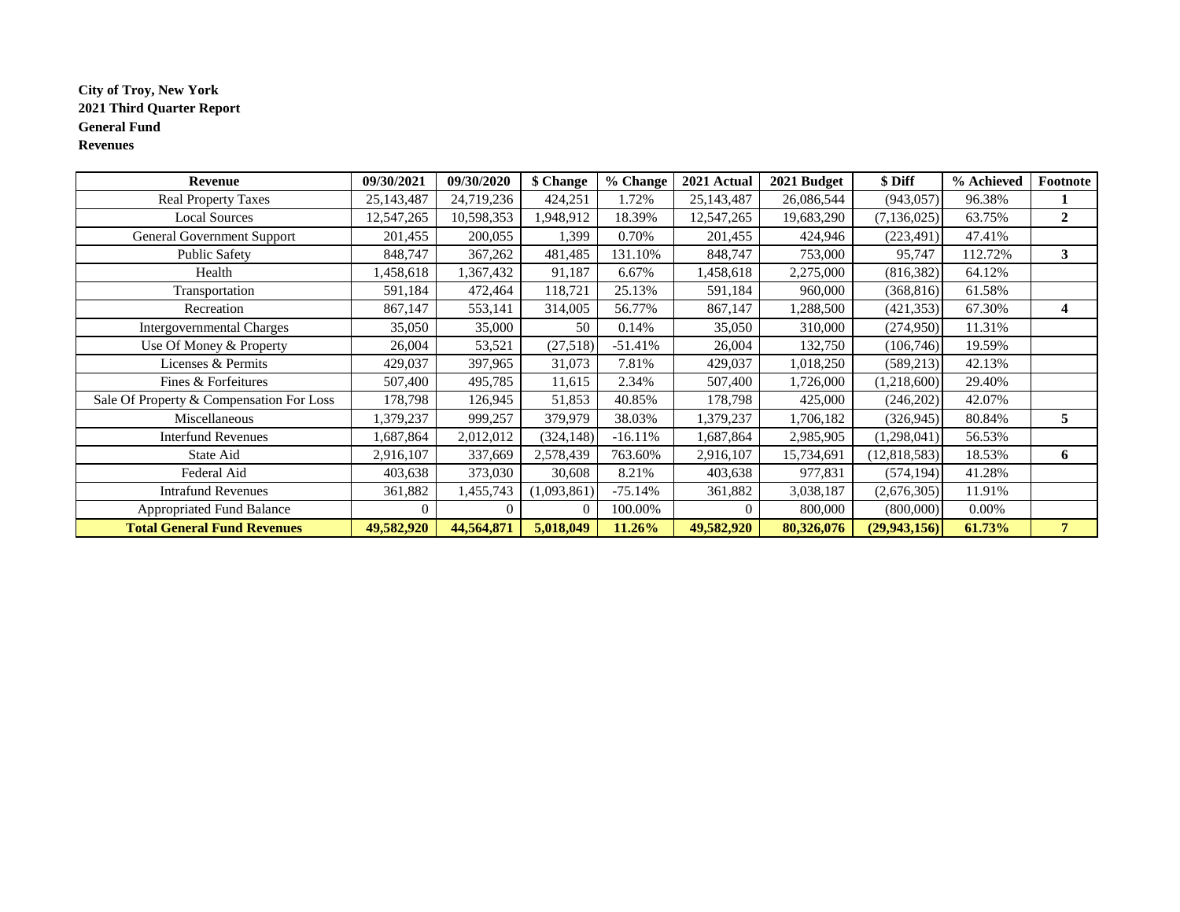**City of Troy, New York**
**2021 Third Quarter Report**
**General Fund**
**Revenues**

| Revenue | 09/30/2021 | 09/30/2020 | $ Change | % Change | 2021 Actual | 2021 Budget | $ Diff | % Achieved | Footnote |
|---|---|---|---|---|---|---|---|---|---|
| Real Property Taxes | 25,143,487 | 24,719,236 | 424,251 | 1.72% | 25,143,487 | 26,086,544 | (943,057) | 96.38% | **1** |
| Local Sources | 12,547,265 | 10,598,353 | 1,948,912 | 18.39% | 12,547,265 | 19,683,290 | (7,136,025) | 63.75% | **2** |
| General Government Support | 201,455 | 200,055 | 1,399 | 0.70% | 201,455 | 424,946 | (223,491) | 47.41% | |
| Public Safety | 848,747 | 367,262 | 481,485 | 131.10% | 848,747 | 753,000 | 95,747 | 112.72% | **3** |
| Health | 1,458,618 | 1,367,432 | 91,187 | 6.67% | 1,458,618 | 2,275,000 | (816,382) | 64.12% | |
| Transportation | 591,184 | 472,464 | 118,721 | 25.13% | 591,184 | 960,000 | (368,816) | 61.58% | |
| Recreation | 867,147 | 553,141 | 314,005 | 56.77% | 867,147 | 1,288,500 | (421,353) | 67.30% | **4** |
| Intergovernmental Charges | 35,050 | 35,000 | 50 | 0.14% | 35,050 | 310,000 | (274,950) | 11.31% | |
| Use Of Money & Property | 26,004 | 53,521 | (27,518) | -51.41% | 26,004 | 132,750 | (106,746) | 19.59% | |
| Licenses & Permits | 429,037 | 397,965 | 31,073 | 7.81% | 429,037 | 1,018,250 | (589,213) | 42.13% | |
| Fines & Forfeitures | 507,400 | 495,785 | 11,615 | 2.34% | 507,400 | 1,726,000 | (1,218,600) | 29.40% | |
| Sale Of Property & Compensation For Loss | 178,798 | 126,945 | 51,853 | 40.85% | 178,798 | 425,000 | (246,202) | 42.07% | |
| Miscellaneous | 1,379,237 | 999,257 | 379,979 | 38.03% | 1,379,237 | 1,706,182 | (326,945) | 80.84% | **5** |
| Interfund Revenues | 1,687,864 | 2,012,012 | (324,148) | -16.11% | 1,687,864 | 2,985,905 | (1,298,041) | 56.53% | |
| State Aid | 2,916,107 | 337,669 | 2,578,439 | 763.60% | 2,916,107 | 15,734,691 | (12,818,583) | 18.53% | **6** |
| Federal Aid | 403,638 | 373,030 | 30,608 | 8.21% | 403,638 | 977,831 | (574,194) | 41.28% | |
| Intrafund Revenues | 361,882 | 1,455,743 | (1,093,861) | -75.14% | 361,882 | 3,038,187 | (2,676,305) | 11.91% | |
| Appropriated Fund Balance | 0 | 0 | 0 | 100.00% | 0 | 800,000 | (800,000) | 0.00% | |
| **Total General Fund Revenues** | **49,582,920** | **44,564,871** | **5,018,049** | **11.26%** | **49,582,920** | **80,326,076** | **(29,943,156)** | **61.73%** | **7** |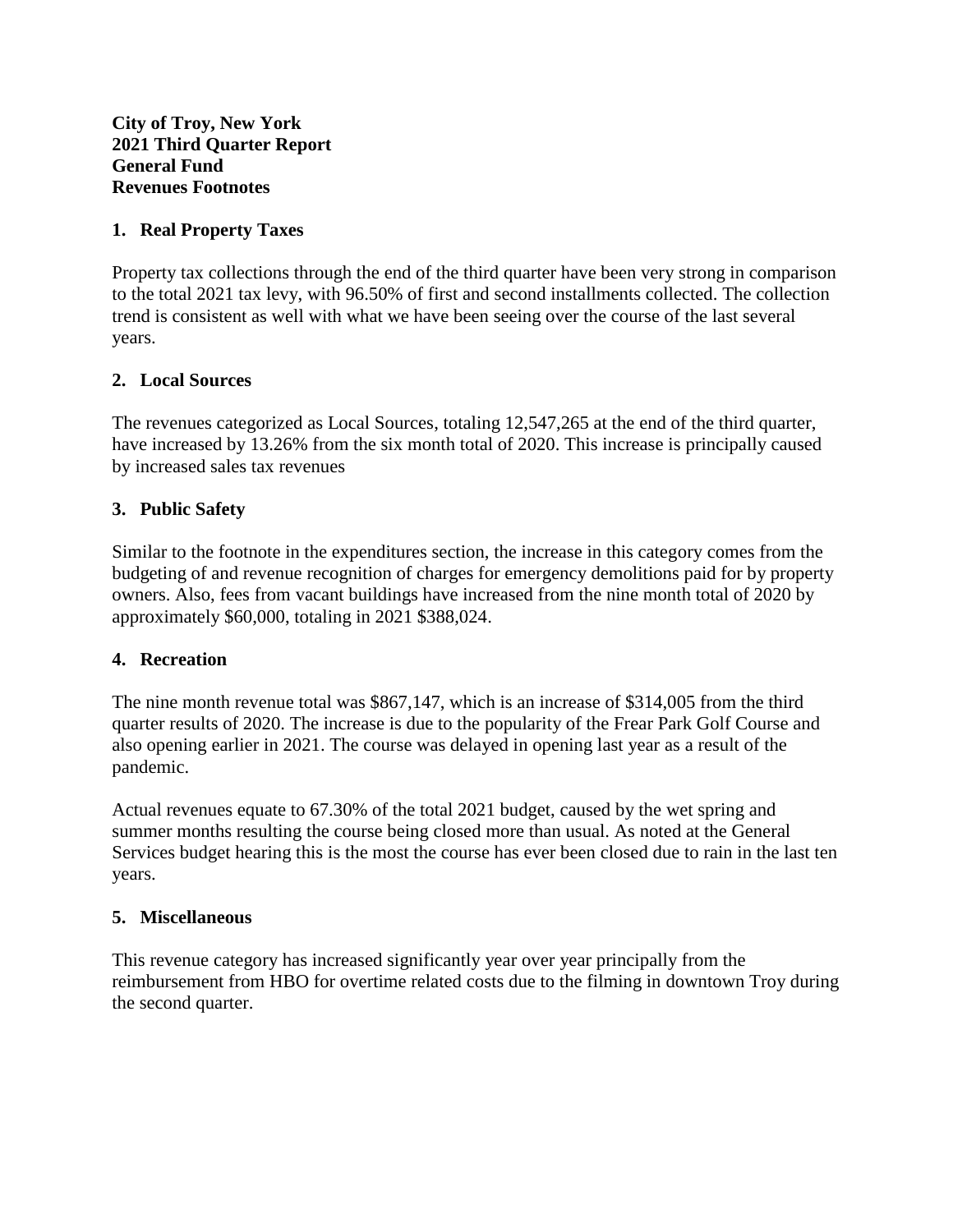**City of Troy, New York**
**2021 Third Quarter Report**
**General Fund**
**Revenues Footnotes**

## 1. Real Property Taxes

Property tax collections through the end of the third quarter have been very strong in comparison to the total 2021 tax levy, with 96.50% of first and second installments collected. The collection trend is consistent as well with what we have been seeing over the course of the last several years.

## 2. Local Sources

The revenues categorized as Local Sources, totaling 12,547,265 at the end of the third quarter, have increased by 13.26% from the six month total of 2020. This increase is principally caused by increased sales tax revenues

## 3. Public Safety

Similar to the footnote in the expenditures section, the increase in this category comes from the budgeting of and revenue recognition of charges for emergency demolitions paid for by property owners. Also, fees from vacant buildings have increased from the nine month total of 2020 by approximately $60,000, totaling in 2021 $388,024.

## 4. Recreation

The nine month revenue total was $867,147, which is an increase of $314,005 from the third quarter results of 2020. The increase is due to the popularity of the Frear Park Golf Course and also opening earlier in 2021. The course was delayed in opening last year as a result of the pandemic.

Actual revenues equate to 67.30% of the total 2021 budget, caused by the wet spring and summer months resulting the course being closed more than usual. As noted at the General Services budget hearing this is the most the course has ever been closed due to rain in the last ten years.

## 5. Miscellaneous

This revenue category has increased significantly year over year principally from the reimbursement from HBO for overtime related costs due to the filming in downtown Troy during the second quarter.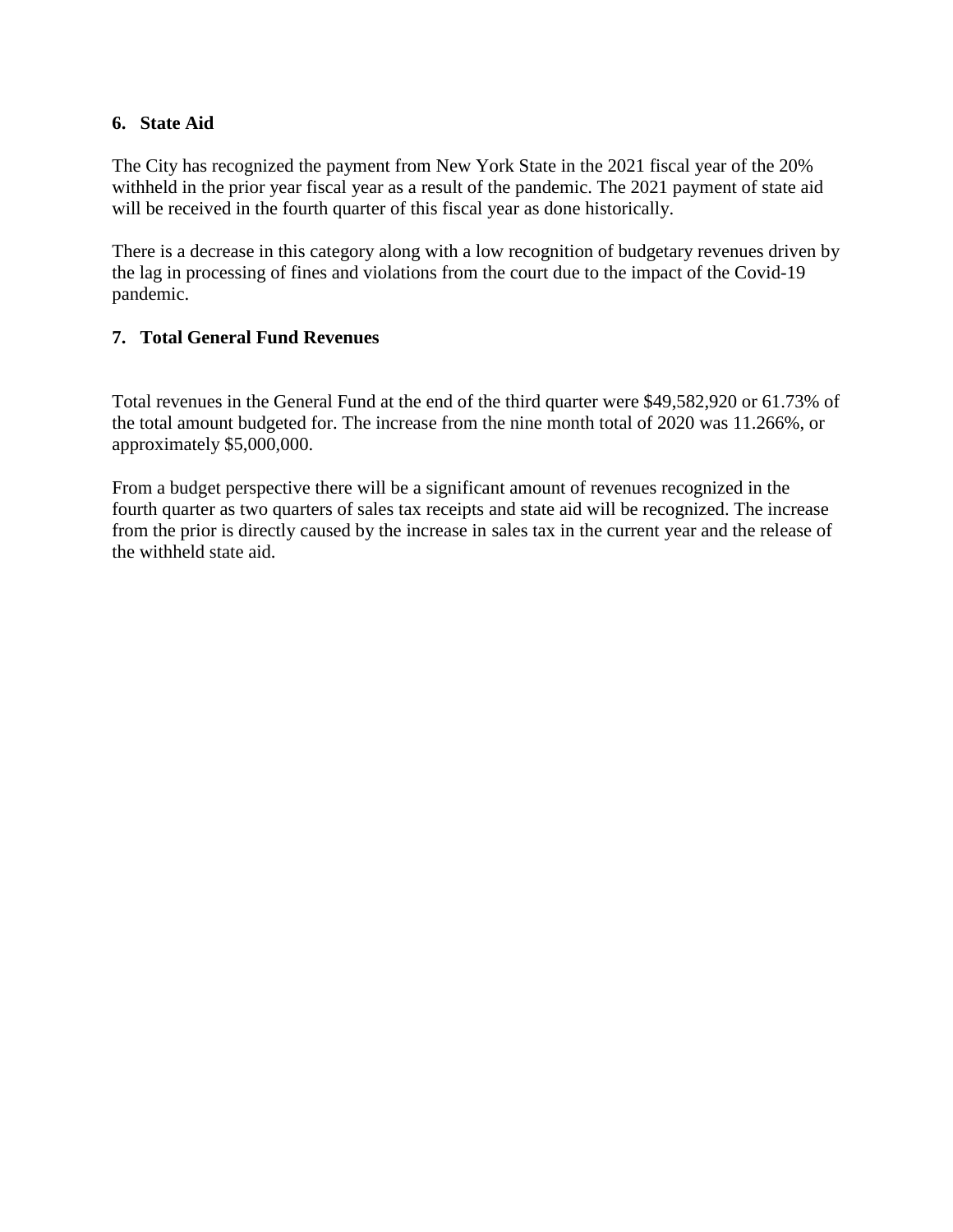**6. State Aid**

The City has recognized the payment from New York State in the 2021 fiscal year of the 20% withheld in the prior year fiscal year as a result of the pandemic. The 2021 payment of state aid will be received in the fourth quarter of this fiscal year as done historically.

There is a decrease in this category along with a low recognition of budgetary revenues driven by the lag in processing of fines and violations from the court due to the impact of the Covid-19 pandemic.

**7. Total General Fund Revenues**

Total revenues in the General Fund at the end of the third quarter were $49,582,920 or 61.73% of the total amount budgeted for. The increase from the nine month total of 2020 was 11.266%, or approximately $5,000,000.

From a budget perspective there will be a significant amount of revenues recognized in the fourth quarter as two quarters of sales tax receipts and state aid will be recognized. The increase from the prior is directly caused by the increase in sales tax in the current year and the release of the withheld state aid.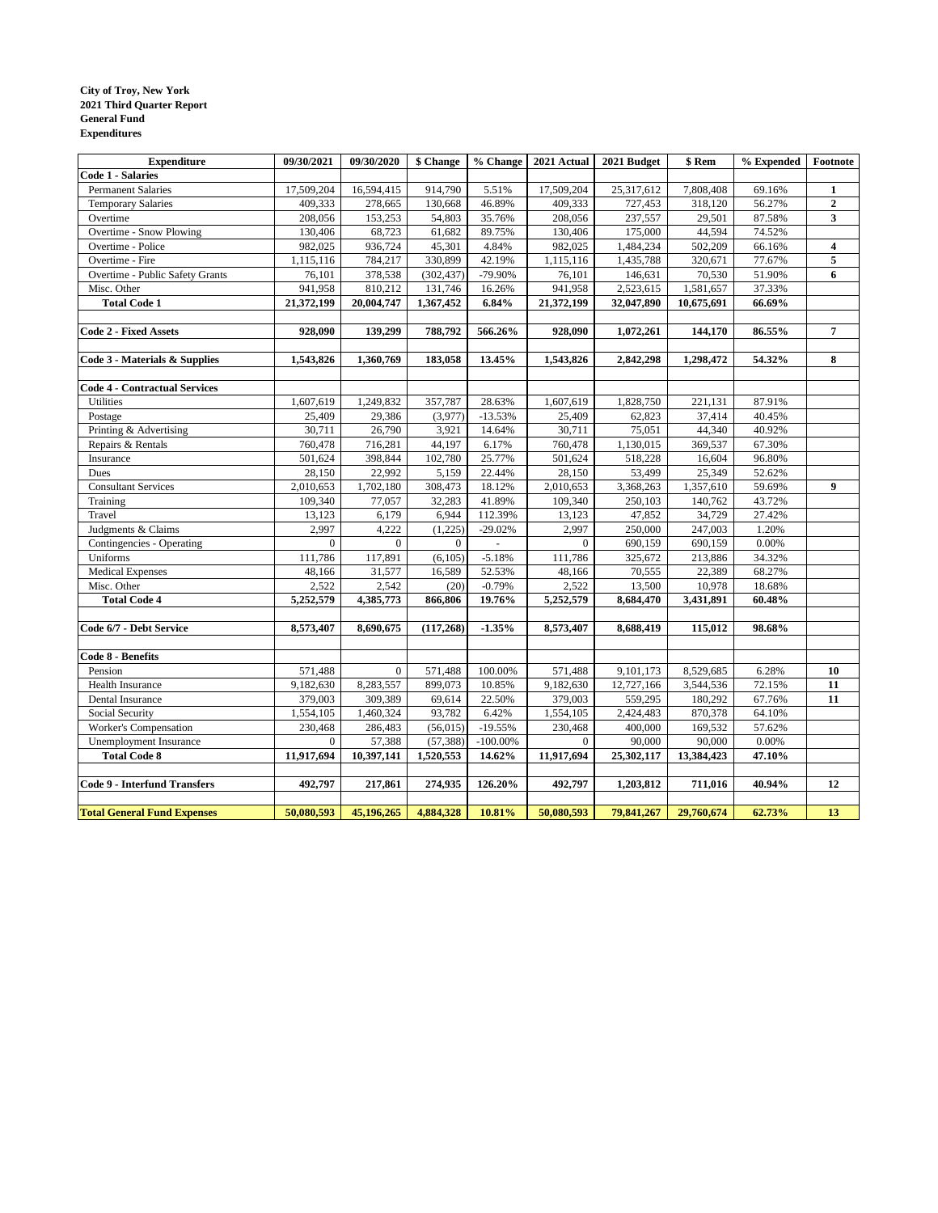**City of Troy, New York**
**2021 Third Quarter Report**
**General Fund**
**Expenditures**

| Expenditure | 09/30/2021 | 09/30/2020 | $ Change | % Change | 2021 Actual | 2021 Budget | $ Rem | % Expended | Footnote |
|---|---|---|---|---|---|---|---|---|---|
| **Code 1 - Salaries** | | | | | | | | | |
| Permanent Salaries | 17,509,204 | 16,594,415 | 914,790 | 5.51% | 17,509,204 | 25,317,612 | 7,808,408 | 69.16% | **1** |
| Temporary Salaries | 409,333 | 278,665 | 130,668 | 46.89% | 409,333 | 727,453 | 318,120 | 56.27% | **2** |
| Overtime | 208,056 | 153,253 | 54,803 | 35.76% | 208,056 | 237,557 | 29,501 | 87.58% | **3** |
| Overtime - Snow Plowing | 130,406 | 68,723 | 61,682 | 89.75% | 130,406 | 175,000 | 44,594 | 74.52% | |
| Overtime - Police | 982,025 | 936,724 | 45,301 | 4.84% | 982,025 | 1,484,234 | 502,209 | 66.16% | **4** |
| Overtime - Fire | 1,115,116 | 784,217 | 330,899 | 42.19% | 1,115,116 | 1,435,788 | 320,671 | 77.67% | **5** |
| Overtime - Public Safety Grants | 76,101 | 378,538 | (302,437) | -79.90% | 76,101 | 146,631 | 70,530 | 51.90% | **6** |
| Misc. Other | 941,958 | 810,212 | 131,746 | 16.26% | 941,958 | 2,523,615 | 1,581,657 | 37.33% | |
| **Total Code 1** | **21,372,199** | **20,004,747** | **1,367,452** | **6.84%** | **21,372,199** | **32,047,890** | **10,675,691** | **66.69%** | |
| | | | | | | | | | |
| **Code 2 - Fixed Assets** | **928,090** | **139,299** | **788,792** | **566.26%** | **928,090** | **1,072,261** | **144,170** | **86.55%** | **7** |
| | | | | | | | | | |
| **Code 3 - Materials & Supplies** | **1,543,826** | **1,360,769** | **183,058** | **13.45%** | **1,543,826** | **2,842,298** | **1,298,472** | **54.32%** | **8** |
| | | | | | | | | | |
| **Code 4 - Contractual Services** | | | | | | | | | |
| Utilities | 1,607,619 | 1,249,832 | 357,787 | 28.63% | 1,607,619 | 1,828,750 | 221,131 | 87.91% | |
| Postage | 25,409 | 29,386 | (3,977) | -13.53% | 25,409 | 62,823 | 37,414 | 40.45% | |
| Printing & Advertising | 30,711 | 26,790 | 3,921 | 14.64% | 30,711 | 75,051 | 44,340 | 40.92% | |
| Repairs & Rentals | 760,478 | 716,281 | 44,197 | 6.17% | 760,478 | 1,130,015 | 369,537 | 67.30% | |
| Insurance | 501,624 | 398,844 | 102,780 | 25.77% | 501,624 | 518,228 | 16,604 | 96.80% | |
| Dues | 28,150 | 22,992 | 5,159 | 22.44% | 28,150 | 53,499 | 25,349 | 52.62% | |
| Consultant Services | 2,010,653 | 1,702,180 | 308,473 | 18.12% | 2,010,653 | 3,368,263 | 1,357,610 | 59.69% | **9** |
| Training | 109,340 | 77,057 | 32,283 | 41.89% | 109,340 | 250,103 | 140,762 | 43.72% | |
| Travel | 13,123 | 6,179 | 6,944 | 112.39% | 13,123 | 47,852 | 34,729 | 27.42% | |
| Judgments & Claims | 2,997 | 4,222 | (1,225) | -29.02% | 2,997 | 250,000 | 247,003 | 1.20% | |
| Contingencies - Operating | 0 | 0 | 0 | - | 0 | 690,159 | 690,159 | 0.00% | |
| Uniforms | 111,786 | 117,891 | (6,105) | -5.18% | 111,786 | 325,672 | 213,886 | 34.32% | |
| Medical Expenses | 48,166 | 31,577 | 16,589 | 52.53% | 48,166 | 70,555 | 22,389 | 68.27% | |
| Misc. Other | 2,522 | 2,542 | (20) | -0.79% | 2,522 | 13,500 | 10,978 | 18.68% | |
| **Total Code 4** | **5,252,579** | **4,385,773** | **866,806** | **19.76%** | **5,252,579** | **8,684,470** | **3,431,891** | **60.48%** | |
| | | | | | | | | | |
| **Code 6/7 - Debt Service** | **8,573,407** | **8,690,675** | **(117,268)** | **-1.35%** | **8,573,407** | **8,688,419** | **115,012** | **98.68%** | |
| | | | | | | | | | |
| **Code 8 - Benefits** | | | | | | | | | |
| Pension | 571,488 | 0 | 571,488 | 100.00% | 571,488 | 9,101,173 | 8,529,685 | 6.28% | **10** |
| Health Insurance | 9,182,630 | 8,283,557 | 899,073 | 10.85% | 9,182,630 | 12,727,166 | 3,544,536 | 72.15% | **11** |
| Dental Insurance | 379,003 | 309,389 | 69,614 | 22.50% | 379,003 | 559,295 | 180,292 | 67.76% | **11** |
| Social Security | 1,554,105 | 1,460,324 | 93,782 | 6.42% | 1,554,105 | 2,424,483 | 870,378 | 64.10% | |
| Worker's Compensation | 230,468 | 286,483 | (56,015) | -19.55% | 230,468 | 400,000 | 169,532 | 57.62% | |
| Unemployment Insurance | 0 | 57,388 | (57,388) | -100.00% | 0 | 90,000 | 90,000 | 0.00% | |
| **Total Code 8** | **11,917,694** | **10,397,141** | **1,520,553** | **14.62%** | **11,917,694** | **25,302,117** | **13,384,423** | **47.10%** | |
| | | | | | | | | | |
| **Code 9 - Interfund Transfers** | **492,797** | **217,861** | **274,935** | **126.20%** | **492,797** | **1,203,812** | **711,016** | **40.94%** | **12** |
| | | | | | | | | | |
| **Total General Fund Expenses** | **50,080,593** | **45,196,265** | **4,884,328** | **10.81%** | **50,080,593** | **79,841,267** | **29,760,674** | **62.73%** | **13** |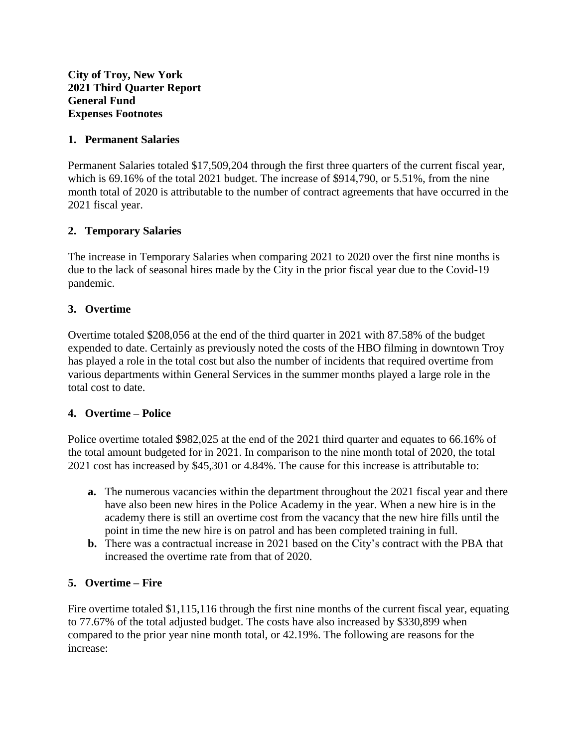**City of Troy, New York**
**2021 Third Quarter Report**
**General Fund**
**Expenses Footnotes**

### 1. Permanent Salaries

Permanent Salaries totaled $17,509,204 through the first three quarters of the current fiscal year, which is 69.16% of the total 2021 budget. The increase of $914,790, or 5.51%, from the nine month total of 2020 is attributable to the number of contract agreements that have occurred in the 2021 fiscal year.

### 2. Temporary Salaries

The increase in Temporary Salaries when comparing 2021 to 2020 over the first nine months is due to the lack of seasonal hires made by the City in the prior fiscal year due to the Covid-19 pandemic.

### 3. Overtime

Overtime totaled $208,056 at the end of the third quarter in 2021 with 87.58% of the budget expended to date. Certainly as previously noted the costs of the HBO filming in downtown Troy has played a role in the total cost but also the number of incidents that required overtime from various departments within General Services in the summer months played a large role in the total cost to date.

### 4. Overtime – Police

Police overtime totaled $982,025 at the end of the 2021 third quarter and equates to 66.16% of the total amount budgeted for in 2021. In comparison to the nine month total of 2020, the total 2021 cost has increased by $45,301 or 4.84%. The cause for this increase is attributable to:

- **a.** The numerous vacancies within the department throughout the 2021 fiscal year and there have also been new hires in the Police Academy in the year. When a new hire is in the academy there is still an overtime cost from the vacancy that the new hire fills until the point in time the new hire is on patrol and has been completed training in full.
- **b.** There was a contractual increase in 2021 based on the City's contract with the PBA that increased the overtime rate from that of 2020.

### 5. Overtime – Fire

Fire overtime totaled $1,115,116 through the first nine months of the current fiscal year, equating to 77.67% of the total adjusted budget. The costs have also increased by $330,899 when compared to the prior year nine month total, or 42.19%. The following are reasons for the increase: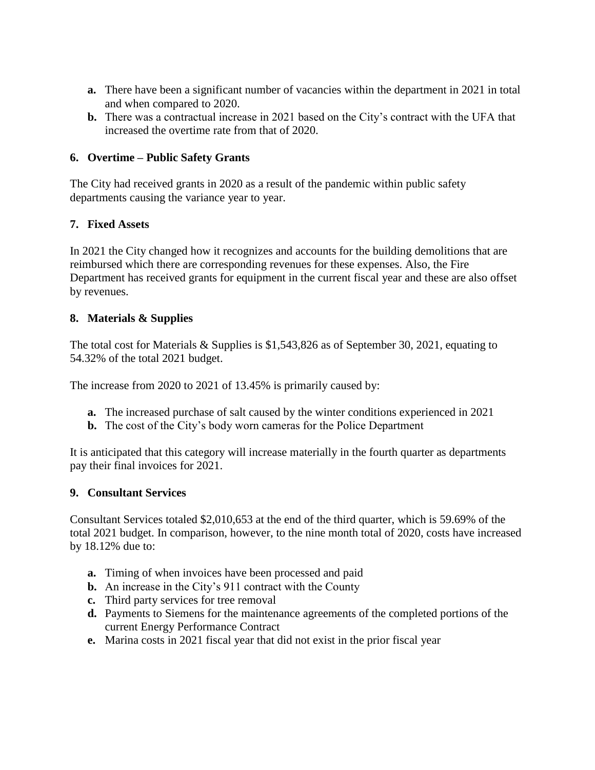- **a.** There have been a significant number of vacancies within the department in 2021 in total and when compared to 2020.
- **b.** There was a contractual increase in 2021 based on the City's contract with the UFA that increased the overtime rate from that of 2020.

### 6. Overtime – Public Safety Grants

The City had received grants in 2020 as a result of the pandemic within public safety departments causing the variance year to year.

### 7. Fixed Assets

In 2021 the City changed how it recognizes and accounts for the building demolitions that are reimbursed which there are corresponding revenues for these expenses. Also, the Fire Department has received grants for equipment in the current fiscal year and these are also offset by revenues.

### 8. Materials & Supplies

The total cost for Materials & Supplies is $1,543,826 as of September 30, 2021, equating to 54.32% of the total 2021 budget.

The increase from 2020 to 2021 of 13.45% is primarily caused by:

- **a.** The increased purchase of salt caused by the winter conditions experienced in 2021
- **b.** The cost of the City's body worn cameras for the Police Department

It is anticipated that this category will increase materially in the fourth quarter as departments pay their final invoices for 2021.

### 9. Consultant Services

Consultant Services totaled $2,010,653 at the end of the third quarter, which is 59.69% of the total 2021 budget. In comparison, however, to the nine month total of 2020, costs have increased by 18.12% due to:

- **a.** Timing of when invoices have been processed and paid
- **b.** An increase in the City's 911 contract with the County
- **c.** Third party services for tree removal
- **d.** Payments to Siemens for the maintenance agreements of the completed portions of the current Energy Performance Contract
- **e.** Marina costs in 2021 fiscal year that did not exist in the prior fiscal year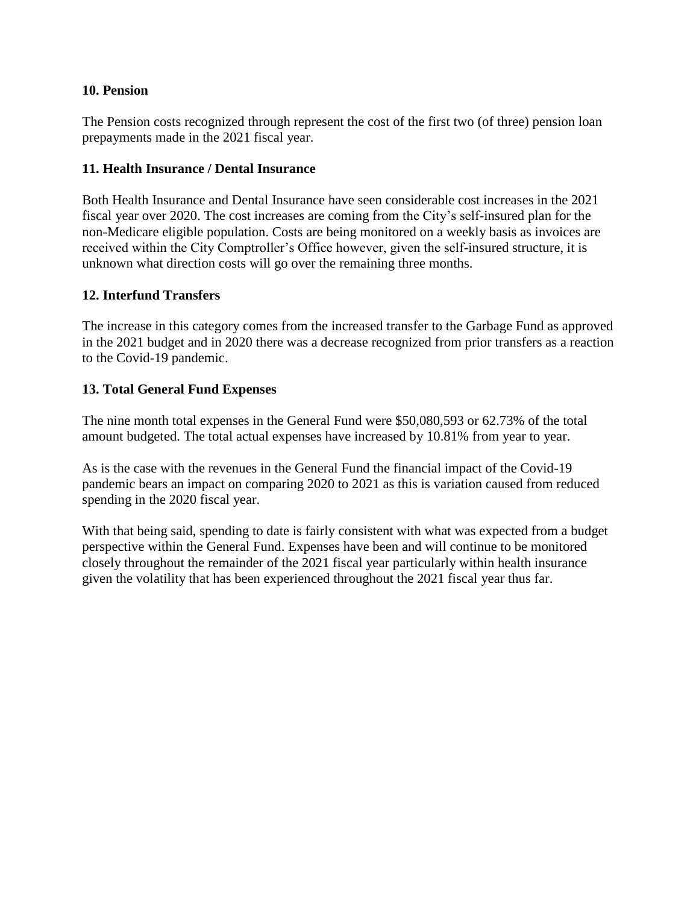**10. Pension**

The Pension costs recognized through represent the cost of the first two (of three) pension loan prepayments made in the 2021 fiscal year.

**11. Health Insurance / Dental Insurance**

Both Health Insurance and Dental Insurance have seen considerable cost increases in the 2021 fiscal year over 2020. The cost increases are coming from the City's self-insured plan for the non-Medicare eligible population. Costs are being monitored on a weekly basis as invoices are received within the City Comptroller's Office however, given the self-insured structure, it is unknown what direction costs will go over the remaining three months.

**12. Interfund Transfers**

The increase in this category comes from the increased transfer to the Garbage Fund as approved in the 2021 budget and in 2020 there was a decrease recognized from prior transfers as a reaction to the Covid-19 pandemic.

**13. Total General Fund Expenses**

The nine month total expenses in the General Fund were $50,080,593 or 62.73% of the total amount budgeted. The total actual expenses have increased by 10.81% from year to year.

As is the case with the revenues in the General Fund the financial impact of the Covid-19 pandemic bears an impact on comparing 2020 to 2021 as this is variation caused from reduced spending in the 2020 fiscal year.

With that being said, spending to date is fairly consistent with what was expected from a budget perspective within the General Fund. Expenses have been and will continue to be monitored closely throughout the remainder of the 2021 fiscal year particularly within health insurance given the volatility that has been experienced throughout the 2021 fiscal year thus far.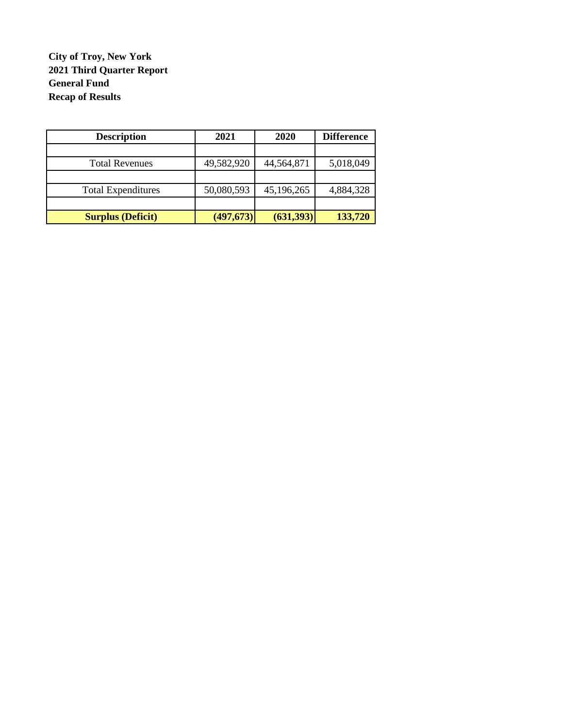**City of Troy, New York**
**2021 Third Quarter Report**
**General Fund**
**Recap of Results**

| Description | 2021 | 2020 | Difference |
|---|---|---|---|
| | | | |
| Total Revenues | 49,582,920 | 44,564,871 | 5,018,049 |
| | | | |
| Total Expenditures | 50,080,593 | 45,196,265 | 4,884,328 |
| | | | |
| **Surplus (Deficit)** | **(497,673)** | **(631,393)** | **133,720** |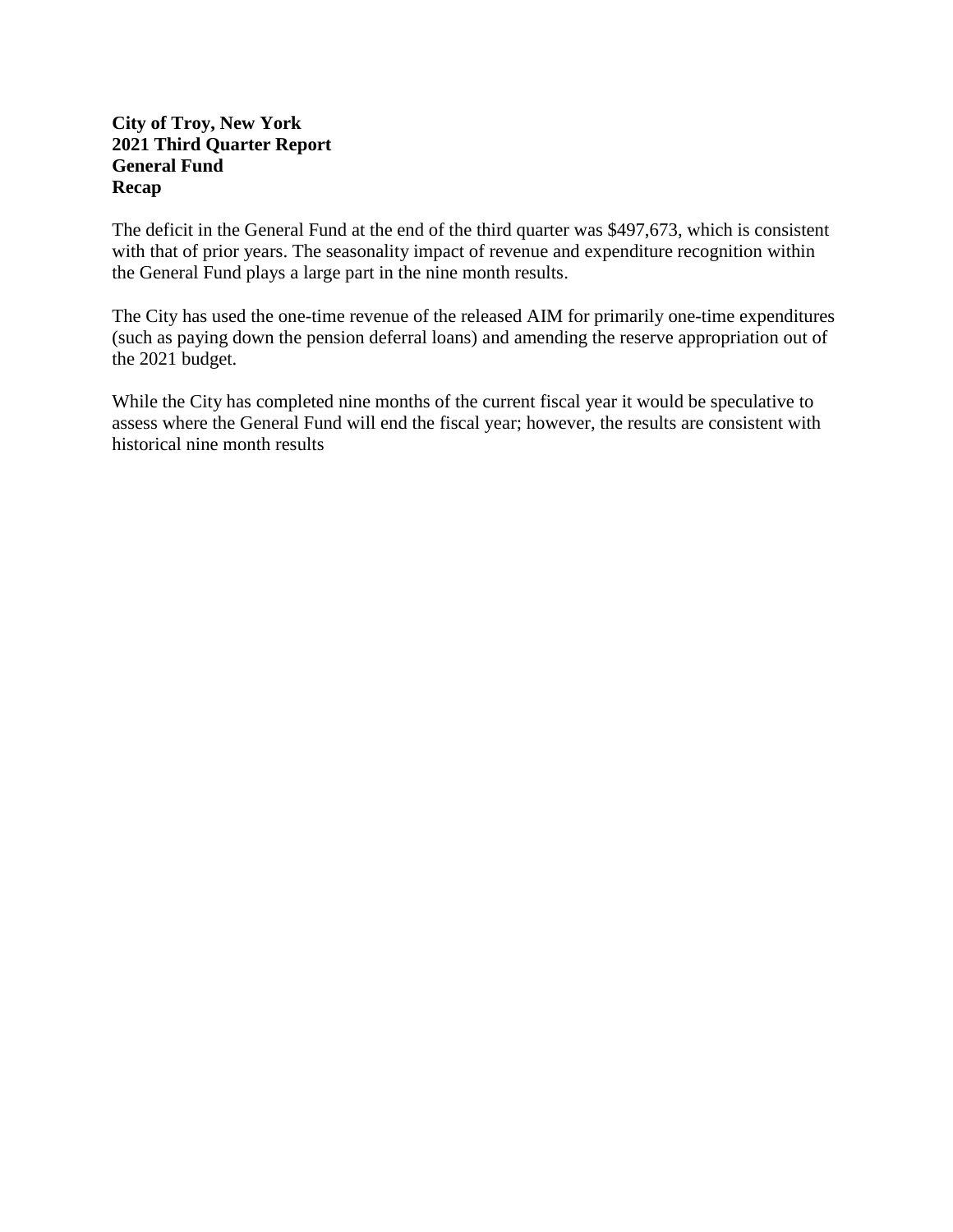**City of Troy, New York**
**2021 Third Quarter Report**
**General Fund**
**Recap**

The deficit in the General Fund at the end of the third quarter was $497,673, which is consistent with that of prior years. The seasonality impact of revenue and expenditure recognition within the General Fund plays a large part in the nine month results.

The City has used the one-time revenue of the released AIM for primarily one-time expenditures (such as paying down the pension deferral loans) and amending the reserve appropriation out of the 2021 budget.

While the City has completed nine months of the current fiscal year it would be speculative to assess where the General Fund will end the fiscal year; however, the results are consistent with historical nine month results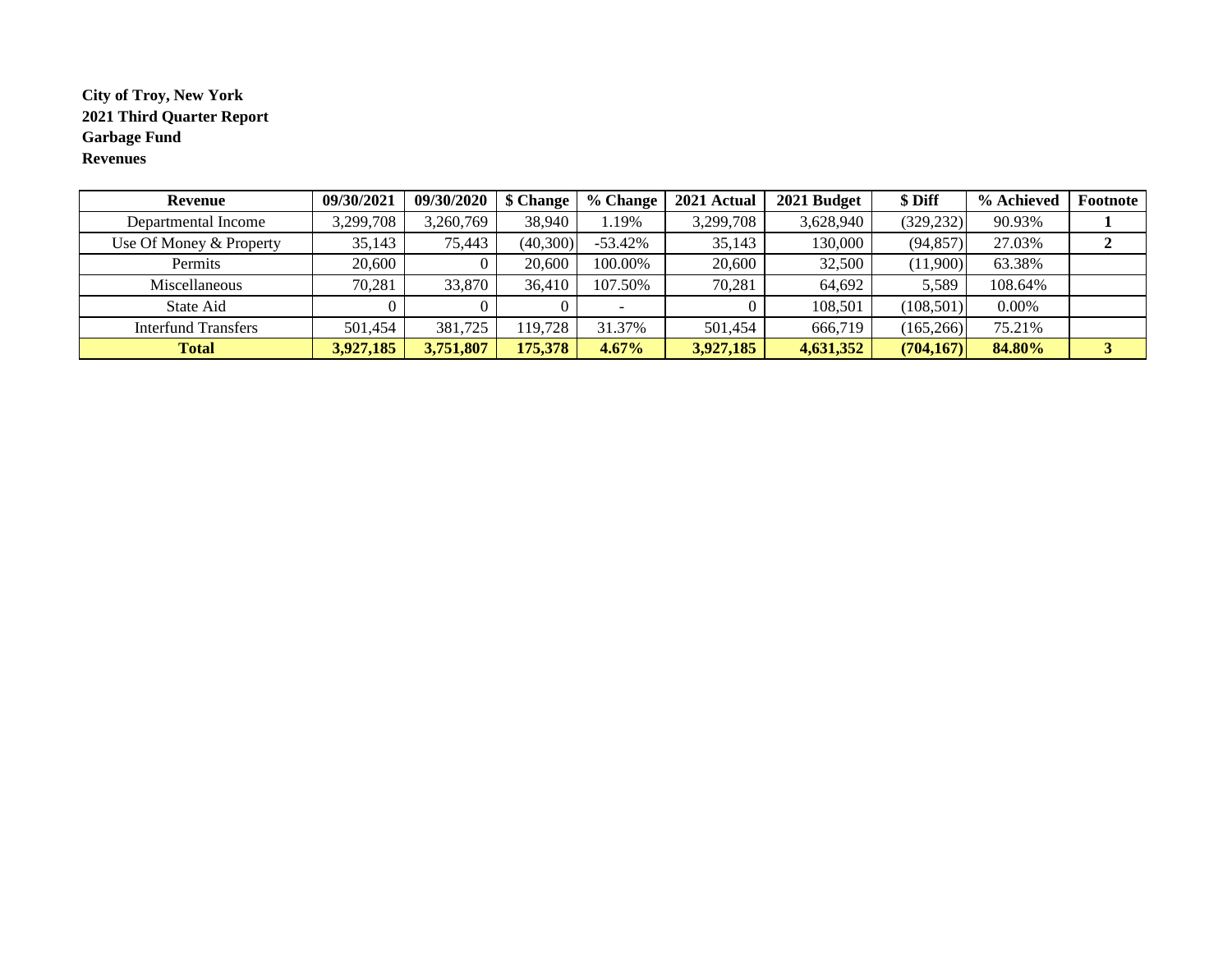**City of Troy, New York**
**2021 Third Quarter Report**
**Garbage Fund**
**Revenues**

| Revenue | 09/30/2021 | 09/30/2020 | $ Change | % Change | 2021 Actual | 2021 Budget | $ Diff | % Achieved | Footnote |
|---|---|---|---|---|---|---|---|---|---|
| Departmental Income | 3,299,708 | 3,260,769 | 38,940 | 1.19% | 3,299,708 | 3,628,940 | (329,232) | 90.93% | **1** |
| Use Of Money & Property | 35,143 | 75,443 | (40,300) | -53.42% | 35,143 | 130,000 | (94,857) | 27.03% | **2** |
| Permits | 20,600 | 0 | 20,600 | 100.00% | 20,600 | 32,500 | (11,900) | 63.38% | |
| Miscellaneous | 70,281 | 33,870 | 36,410 | 107.50% | 70,281 | 64,692 | 5,589 | 108.64% | |
| State Aid | 0 | 0 | 0 | - | 0 | 108,501 | (108,501) | 0.00% | |
| Interfund Transfers | 501,454 | 381,725 | 119,728 | 31.37% | 501,454 | 666,719 | (165,266) | 75.21% | |
| **Total** | **3,927,185** | **3,751,807** | **175,378** | **4.67%** | **3,927,185** | **4,631,352** | **(704,167)** | **84.80%** | **3** |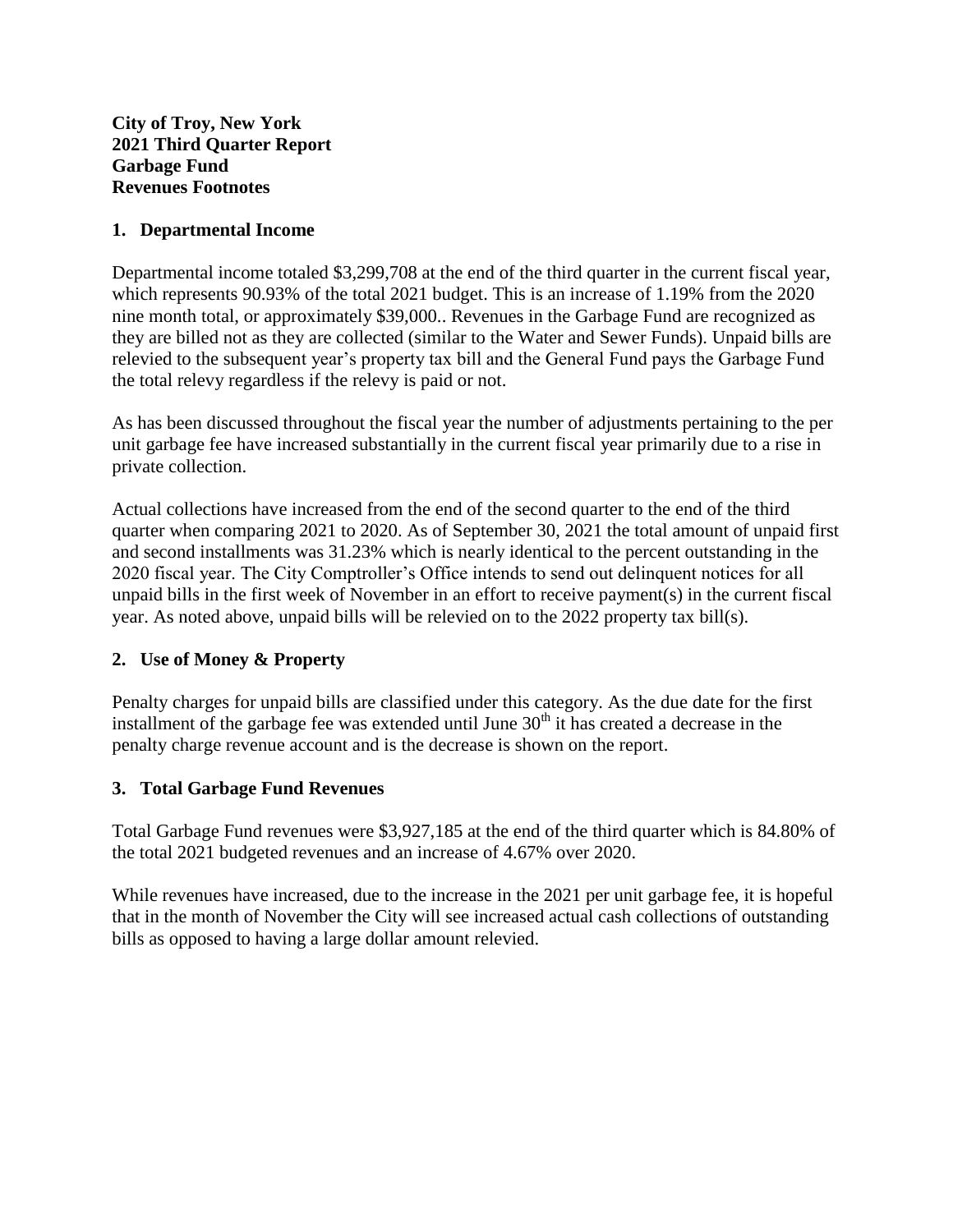**City of Troy, New York**
**2021 Third Quarter Report**
**Garbage Fund**
**Revenues Footnotes**

## 1. Departmental Income

Departmental income totaled $3,299,708 at the end of the third quarter in the current fiscal year, which represents 90.93% of the total 2021 budget. This is an increase of 1.19% from the 2020 nine month total, or approximately $39,000.. Revenues in the Garbage Fund are recognized as they are billed not as they are collected (similar to the Water and Sewer Funds). Unpaid bills are relevied to the subsequent year's property tax bill and the General Fund pays the Garbage Fund the total relevy regardless if the relevy is paid or not.

As has been discussed throughout the fiscal year the number of adjustments pertaining to the per unit garbage fee have increased substantially in the current fiscal year primarily due to a rise in private collection.

Actual collections have increased from the end of the second quarter to the end of the third quarter when comparing 2021 to 2020. As of September 30, 2021 the total amount of unpaid first and second installments was 31.23% which is nearly identical to the percent outstanding in the 2020 fiscal year. The City Comptroller's Office intends to send out delinquent notices for all unpaid bills in the first week of November in an effort to receive payment(s) in the current fiscal year. As noted above, unpaid bills will be relevied on to the 2022 property tax bill(s).

## 2. Use of Money & Property

Penalty charges for unpaid bills are classified under this category. As the due date for the first installment of the garbage fee was extended until June 30th it has created a decrease in the penalty charge revenue account and is the decrease is shown on the report.

## 3. Total Garbage Fund Revenues

Total Garbage Fund revenues were $3,927,185 at the end of the third quarter which is 84.80% of the total 2021 budgeted revenues and an increase of 4.67% over 2020.

While revenues have increased, due to the increase in the 2021 per unit garbage fee, it is hopeful that in the month of November the City will see increased actual cash collections of outstanding bills as opposed to having a large dollar amount relevied.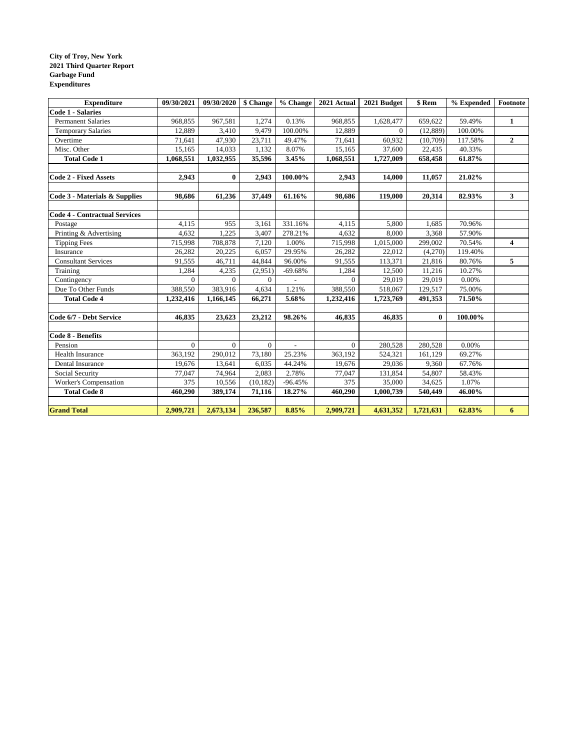**City of Troy, New York**
**2021 Third Quarter Report**
**Garbage Fund**
**Expenditures**

| Expenditure | 09/30/2021 | 09/30/2020 | $ Change | % Change | 2021 Actual | 2021 Budget | $ Rem | % Expended | Footnote |
|---|---|---|---|---|---|---|---|---|---|
| **Code 1 - Salaries** | | | | | | | | | |
| Permanent Salaries | 968,855 | 967,581 | 1,274 | 0.13% | 968,855 | 1,628,477 | 659,622 | 59.49% | **1** |
| Temporary Salaries | 12,889 | 3,410 | 9,479 | 100.00% | 12,889 | 0 | (12,889) | 100.00% | |
| Overtime | 71,641 | 47,930 | 23,711 | 49.47% | 71,641 | 60,932 | (10,709) | 117.58% | **2** |
| Misc. Other | 15,165 | 14,033 | 1,132 | 8.07% | 15,165 | 37,600 | 22,435 | 40.33% | |
| **Total Code 1** | **1,068,551** | **1,032,955** | **35,596** | **3.45%** | **1,068,551** | **1,727,009** | **658,458** | **61.87%** | |
| | | | | | | | | | |
| **Code 2 - Fixed Assets** | **2,943** | **0** | **2,943** | **100.00%** | **2,943** | **14,000** | **11,057** | **21.02%** | |
| | | | | | | | | | |
| **Code 3 - Materials & Supplies** | **98,686** | **61,236** | **37,449** | **61.16%** | **98,686** | **119,000** | **20,314** | **82.93%** | **3** |
| | | | | | | | | | |
| **Code 4 - Contractual Services** | | | | | | | | | |
| Postage | 4,115 | 955 | 3,161 | 331.16% | 4,115 | 5,800 | 1,685 | 70.96% | |
| Printing & Advertising | 4,632 | 1,225 | 3,407 | 278.21% | 4,632 | 8,000 | 3,368 | 57.90% | |
| Tipping Fees | 715,998 | 708,878 | 7,120 | 1.00% | 715,998 | 1,015,000 | 299,002 | 70.54% | **4** |
| Insurance | 26,282 | 20,225 | 6,057 | 29.95% | 26,282 | 22,012 | (4,270) | 119.40% | |
| Consultant Services | 91,555 | 46,711 | 44,844 | 96.00% | 91,555 | 113,371 | 21,816 | 80.76% | **5** |
| Training | 1,284 | 4,235 | (2,951) | -69.68% | 1,284 | 12,500 | 11,216 | 10.27% | |
| Contingency | 0 | 0 | 0 | - | 0 | 29,019 | 29,019 | 0.00% | |
| Due To Other Funds | 388,550 | 383,916 | 4,634 | 1.21% | 388,550 | 518,067 | 129,517 | 75.00% | |
| **Total Code 4** | **1,232,416** | **1,166,145** | **66,271** | **5.68%** | **1,232,416** | **1,723,769** | **491,353** | **71.50%** | |
| | | | | | | | | | |
| **Code 6/7 - Debt Service** | **46,835** | **23,623** | **23,212** | **98.26%** | **46,835** | **46,835** | **0** | **100.00%** | |
| | | | | | | | | | |
| **Code 8 - Benefits** | | | | | | | | | |
| Pension | 0 | 0 | 0 | - | 0 | 280,528 | 280,528 | 0.00% | |
| Health Insurance | 363,192 | 290,012 | 73,180 | 25.23% | 363,192 | 524,321 | 161,129 | 69.27% | |
| Dental Insurance | 19,676 | 13,641 | 6,035 | 44.24% | 19,676 | 29,036 | 9,360 | 67.76% | |
| Social Security | 77,047 | 74,964 | 2,083 | 2.78% | 77,047 | 131,854 | 54,807 | 58.43% | |
| Worker's Compensation | 375 | 10,556 | (10,182) | -96.45% | 375 | 35,000 | 34,625 | 1.07% | |
| **Total Code 8** | **460,290** | **389,174** | **71,116** | **18.27%** | **460,290** | **1,000,739** | **540,449** | **46.00%** | |
| | | | | | | | | | |
| **Grand Total** | **2,909,721** | **2,673,134** | **236,587** | **8.85%** | **2,909,721** | **4,631,352** | **1,721,631** | **62.83%** | **6** |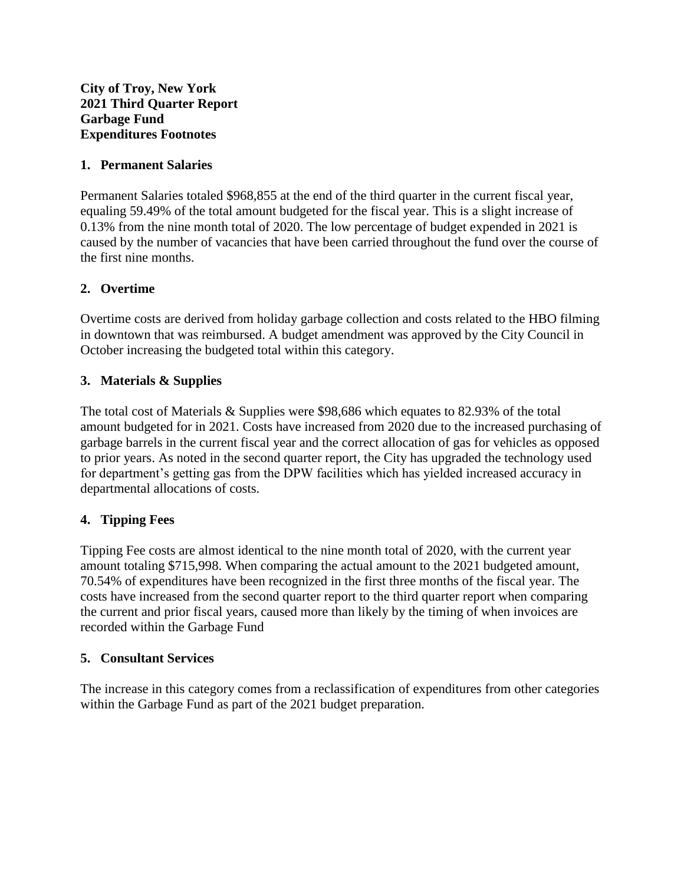**City of Troy, New York**
**2021 Third Quarter Report**
**Garbage Fund**
**Expenditures Footnotes**

## 1. Permanent Salaries

Permanent Salaries totaled $968,855 at the end of the third quarter in the current fiscal year, equaling 59.49% of the total amount budgeted for the fiscal year. This is a slight increase of 0.13% from the nine month total of 2020. The low percentage of budget expended in 2021 is caused by the number of vacancies that have been carried throughout the fund over the course of the first nine months.

## 2. Overtime

Overtime costs are derived from holiday garbage collection and costs related to the HBO filming in downtown that was reimbursed. A budget amendment was approved by the City Council in October increasing the budgeted total within this category.

## 3. Materials & Supplies

The total cost of Materials & Supplies were $98,686 which equates to 82.93% of the total amount budgeted for in 2021. Costs have increased from 2020 due to the increased purchasing of garbage barrels in the current fiscal year and the correct allocation of gas for vehicles as opposed to prior years. As noted in the second quarter report, the City has upgraded the technology used for department's getting gas from the DPW facilities which has yielded increased accuracy in departmental allocations of costs.

## 4. Tipping Fees

Tipping Fee costs are almost identical to the nine month total of 2020, with the current year amount totaling $715,998. When comparing the actual amount to the 2021 budgeted amount, 70.54% of expenditures have been recognized in the first three months of the fiscal year. The costs have increased from the second quarter report to the third quarter report when comparing the current and prior fiscal years, caused more than likely by the timing of when invoices are recorded within the Garbage Fund

## 5. Consultant Services

The increase in this category comes from a reclassification of expenditures from other categories within the Garbage Fund as part of the 2021 budget preparation.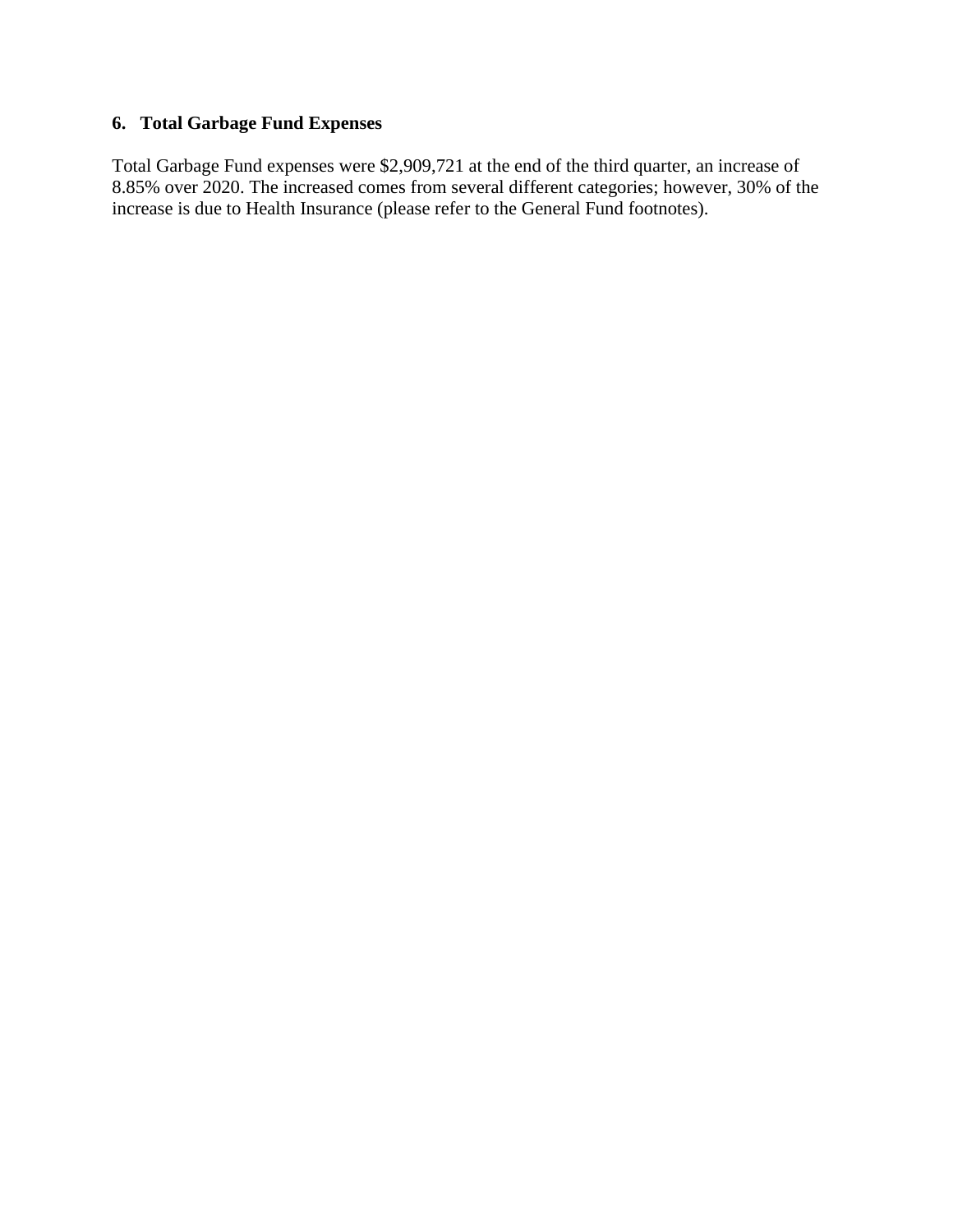**6. Total Garbage Fund Expenses**

Total Garbage Fund expenses were $2,909,721 at the end of the third quarter, an increase of 8.85% over 2020. The increased comes from several different categories; however, 30% of the increase is due to Health Insurance (please refer to the General Fund footnotes).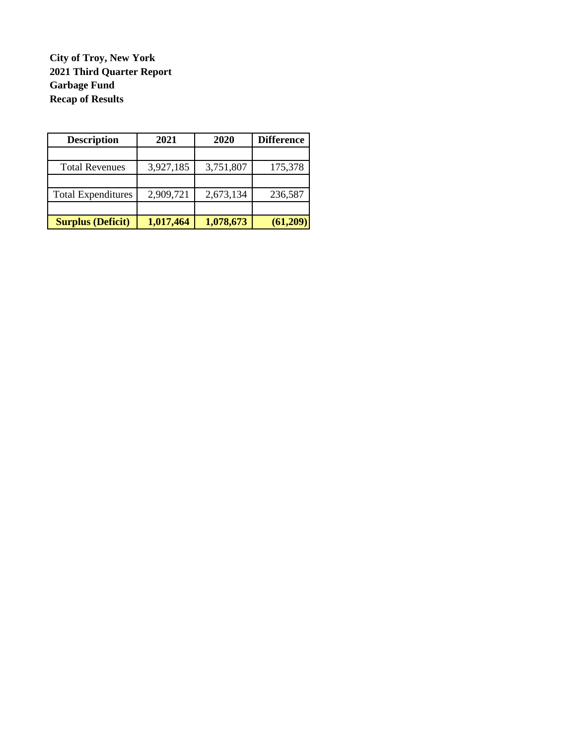**City of Troy, New York**
**2021 Third Quarter Report**
**Garbage Fund**
**Recap of Results**

| Description | 2021 | 2020 | Difference |
|---|---|---|---|
| | | | |
| Total Revenues | 3,927,185 | 3,751,807 | 175,378 |
| | | | |
| Total Expenditures | 2,909,721 | 2,673,134 | 236,587 |
| | | | |
| **Surplus (Deficit)** | **1,017,464** | **1,078,673** | **(61,209)** |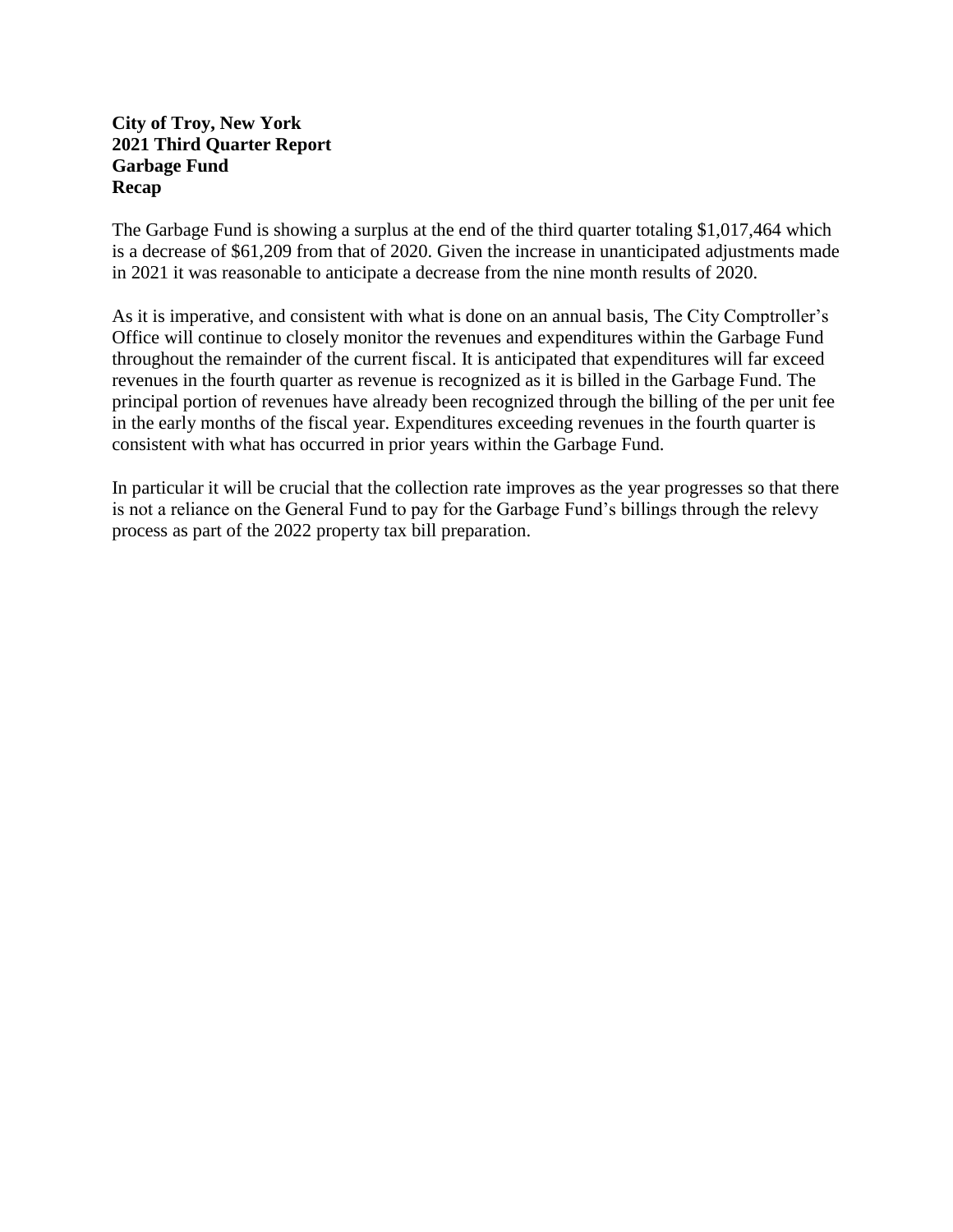**City of Troy, New York**
**2021 Third Quarter Report**
**Garbage Fund**
**Recap**

The Garbage Fund is showing a surplus at the end of the third quarter totaling $1,017,464 which is a decrease of $61,209 from that of 2020. Given the increase in unanticipated adjustments made in 2021 it was reasonable to anticipate a decrease from the nine month results of 2020.

As it is imperative, and consistent with what is done on an annual basis, The City Comptroller's Office will continue to closely monitor the revenues and expenditures within the Garbage Fund throughout the remainder of the current fiscal. It is anticipated that expenditures will far exceed revenues in the fourth quarter as revenue is recognized as it is billed in the Garbage Fund. The principal portion of revenues have already been recognized through the billing of the per unit fee in the early months of the fiscal year. Expenditures exceeding revenues in the fourth quarter is consistent with what has occurred in prior years within the Garbage Fund.

In particular it will be crucial that the collection rate improves as the year progresses so that there is not a reliance on the General Fund to pay for the Garbage Fund's billings through the relevy process as part of the 2022 property tax bill preparation.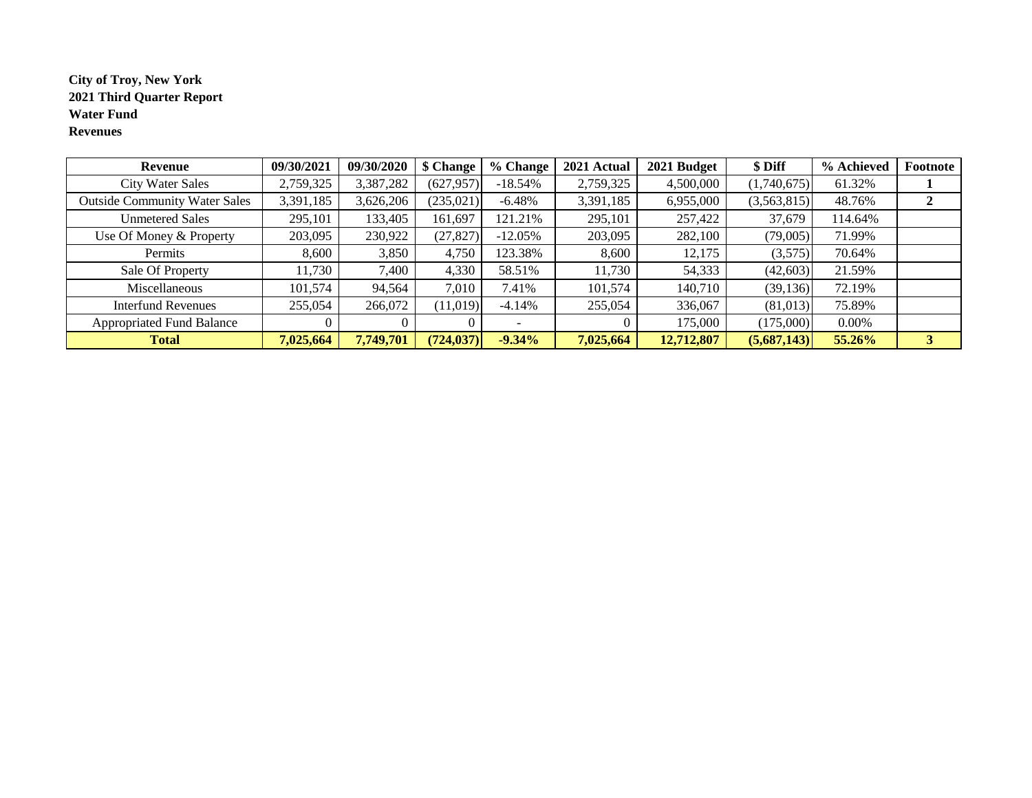**City of Troy, New York**
**2021 Third Quarter Report**
**Water Fund**
**Revenues**

| Revenue | 09/30/2021 | 09/30/2020 | $ Change | % Change | 2021 Actual | 2021 Budget | $ Diff | % Achieved | Footnote |
|---|---|---|---|---|---|---|---|---|---|
| City Water Sales | 2,759,325 | 3,387,282 | (627,957) | -18.54% | 2,759,325 | 4,500,000 | (1,740,675) | 61.32% | **1** |
| Outside Community Water Sales | 3,391,185 | 3,626,206 | (235,021) | -6.48% | 3,391,185 | 6,955,000 | (3,563,815) | 48.76% | **2** |
| Unmetered Sales | 295,101 | 133,405 | 161,697 | 121.21% | 295,101 | 257,422 | 37,679 | 114.64% | |
| Use Of Money & Property | 203,095 | 230,922 | (27,827) | -12.05% | 203,095 | 282,100 | (79,005) | 71.99% | |
| Permits | 8,600 | 3,850 | 4,750 | 123.38% | 8,600 | 12,175 | (3,575) | 70.64% | |
| Sale Of Property | 11,730 | 7,400 | 4,330 | 58.51% | 11,730 | 54,333 | (42,603) | 21.59% | |
| Miscellaneous | 101,574 | 94,564 | 7,010 | 7.41% | 101,574 | 140,710 | (39,136) | 72.19% | |
| Interfund Revenues | 255,054 | 266,072 | (11,019) | -4.14% | 255,054 | 336,067 | (81,013) | 75.89% | |
| Appropriated Fund Balance | 0 | 0 | 0 | - | 0 | 175,000 | (175,000) | 0.00% | |
| **Total** | **7,025,664** | **7,749,701** | **(724,037)** | **-9.34%** | **7,025,664** | **12,712,807** | **(5,687,143)** | **55.26%** | **3** |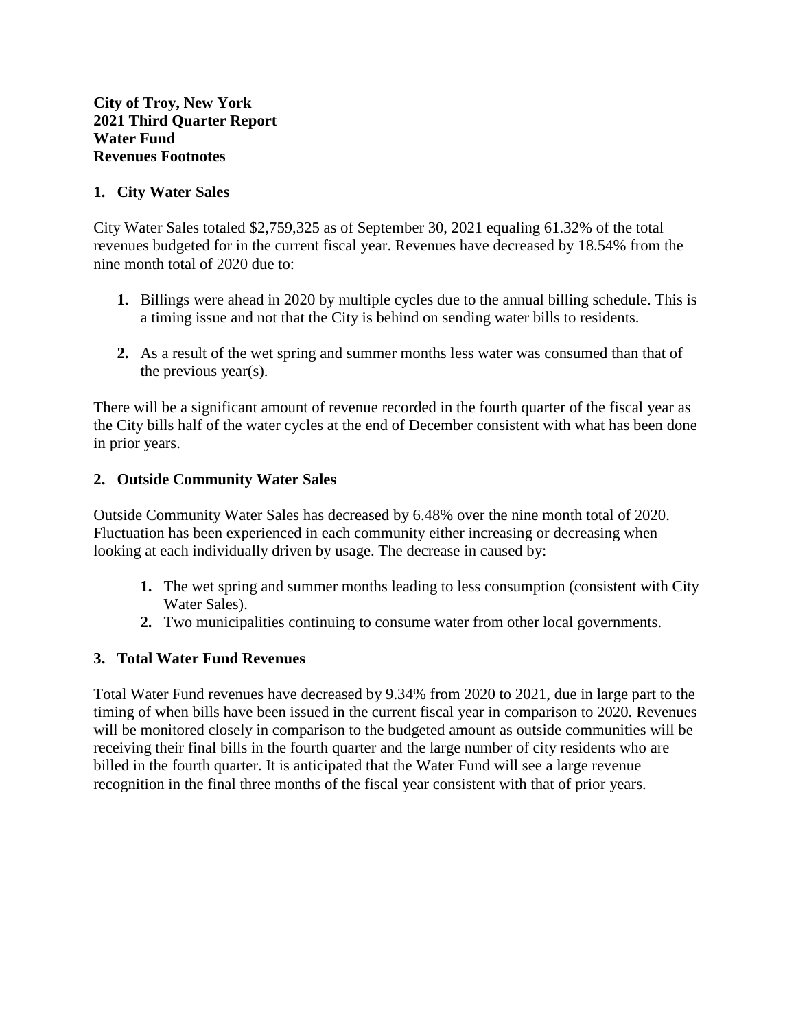**City of Troy, New York**
**2021 Third Quarter Report**
**Water Fund**
**Revenues Footnotes**

## 1. City Water Sales

City Water Sales totaled $2,759,325 as of September 30, 2021 equaling 61.32% of the total revenues budgeted for in the current fiscal year. Revenues have decreased by 18.54% from the nine month total of 2020 due to:

1. Billings were ahead in 2020 by multiple cycles due to the annual billing schedule. This is a timing issue and not that the City is behind on sending water bills to residents.

2. As a result of the wet spring and summer months less water was consumed than that of the previous year(s).

There will be a significant amount of revenue recorded in the fourth quarter of the fiscal year as the City bills half of the water cycles at the end of December consistent with what has been done in prior years.

## 2. Outside Community Water Sales

Outside Community Water Sales has decreased by 6.48% over the nine month total of 2020. Fluctuation has been experienced in each community either increasing or decreasing when looking at each individually driven by usage. The decrease in caused by:

1. The wet spring and summer months leading to less consumption (consistent with City Water Sales).
2. Two municipalities continuing to consume water from other local governments.

## 3. Total Water Fund Revenues

Total Water Fund revenues have decreased by 9.34% from 2020 to 2021, due in large part to the timing of when bills have been issued in the current fiscal year in comparison to 2020. Revenues will be monitored closely in comparison to the budgeted amount as outside communities will be receiving their final bills in the fourth quarter and the large number of city residents who are billed in the fourth quarter. It is anticipated that the Water Fund will see a large revenue recognition in the final three months of the fiscal year consistent with that of prior years.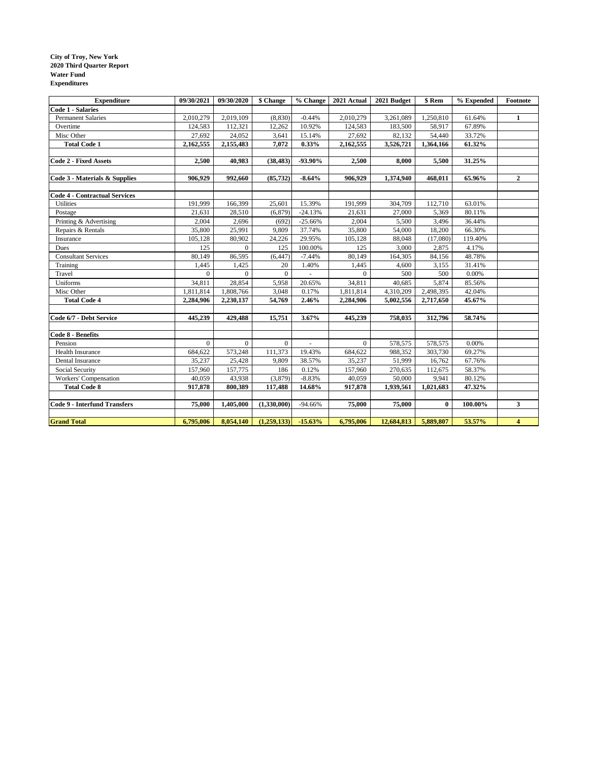**City of Troy, New York**
**2020 Third Quarter Report**
**Water Fund**
**Expenditures**

| Expenditure | 09/30/2021 | 09/30/2020 | $ Change | % Change | 2021 Actual | 2021 Budget | $ Rem | % Expended | Footnote |
|---|---|---|---|---|---|---|---|---|---|
| **Code 1 - Salaries** | | | | | | | | | |
| Permanent Salaries | 2,010,279 | 2,019,109 | (8,830) | -0.44% | 2,010,279 | 3,261,089 | 1,250,810 | 61.64% | 1 |
| Overtime | 124,583 | 112,321 | 12,262 | 10.92% | 124,583 | 183,500 | 58,917 | 67.89% | |
| Misc Other | 27,692 | 24,052 | 3,641 | 15.14% | 27,692 | 82,132 | 54,440 | 33.72% | |
| **Total Code 1** | **2,162,555** | **2,155,483** | **7,072** | **0.33%** | **2,162,555** | **3,526,721** | **1,364,166** | **61.32%** | |
| | | | | | | | | | |
| **Code 2 - Fixed Assets** | **2,500** | **40,983** | **(38,483)** | **-93.90%** | **2,500** | **8,000** | **5,500** | **31.25%** | |
| | | | | | | | | | |
| **Code 3 - Materials & Supplies** | **906,929** | **992,660** | **(85,732)** | **-8.64%** | **906,929** | **1,374,940** | **468,011** | **65.96%** | **2** |
| | | | | | | | | | |
| **Code 4 - Contractual Services** | | | | | | | | | |
| Utilities | 191,999 | 166,399 | 25,601 | 15.39% | 191,999 | 304,709 | 112,710 | 63.01% | |
| Postage | 21,631 | 28,510 | (6,879) | -24.13% | 21,631 | 27,000 | 5,369 | 80.11% | |
| Printing & Advertising | 2,004 | 2,696 | (692) | -25.66% | 2,004 | 5,500 | 3,496 | 36.44% | |
| Repairs & Rentals | 35,800 | 25,991 | 9,809 | 37.74% | 35,800 | 54,000 | 18,200 | 66.30% | |
| Insurance | 105,128 | 80,902 | 24,226 | 29.95% | 105,128 | 88,048 | (17,080) | 119.40% | |
| Dues | 125 | 0 | 125 | 100.00% | 125 | 3,000 | 2,875 | 4.17% | |
| Consultant Services | 80,149 | 86,595 | (6,447) | -7.44% | 80,149 | 164,305 | 84,156 | 48.78% | |
| Training | 1,445 | 1,425 | 20 | 1.40% | 1,445 | 4,600 | 3,155 | 31.41% | |
| Travel | 0 | 0 | 0 | - | 0 | 500 | 500 | 0.00% | |
| Uniforms | 34,811 | 28,854 | 5,958 | 20.65% | 34,811 | 40,685 | 5,874 | 85.56% | |
| Misc Other | 1,811,814 | 1,808,766 | 3,048 | 0.17% | 1,811,814 | 4,310,209 | 2,498,395 | 42.04% | |
| **Total Code 4** | **2,284,906** | **2,230,137** | **54,769** | **2.46%** | **2,284,906** | **5,002,556** | **2,717,650** | **45.67%** | |
| | | | | | | | | | |
| **Code 6/7 - Debt Service** | **445,239** | **429,488** | **15,751** | **3.67%** | **445,239** | **758,035** | **312,796** | **58.74%** | |
| | | | | | | | | | |
| **Code 8 - Benefits** | | | | | | | | | |
| Pension | 0 | 0 | 0 | - | 0 | 578,575 | 578,575 | 0.00% | |
| Health Insurance | 684,622 | 573,248 | 111,373 | 19.43% | 684,622 | 988,352 | 303,730 | 69.27% | |
| Dental Insurance | 35,237 | 25,428 | 9,809 | 38.57% | 35,237 | 51,999 | 16,762 | 67.76% | |
| Social Security | 157,960 | 157,775 | 186 | 0.12% | 157,960 | 270,635 | 112,675 | 58.37% | |
| Workers' Compensation | 40,059 | 43,938 | (3,879) | -8.83% | 40,059 | 50,000 | 9,941 | 80.12% | |
| **Total Code 8** | **917,878** | **800,389** | **117,488** | **14.68%** | **917,878** | **1,939,561** | **1,021,683** | **47.32%** | |
| | | | | | | | | | |
| **Code 9 - Interfund Transfers** | **75,000** | **1,405,000** | **(1,330,000)** | -94.66% | **75,000** | **75,000** | **0** | **100.00%** | **3** |
| | | | | | | | | | |
| **Grand Total** | **6,795,006** | **8,054,140** | **(1,259,133)** | **-15.63%** | **6,795,006** | **12,684,813** | **5,889,807** | **53.57%** | **4** |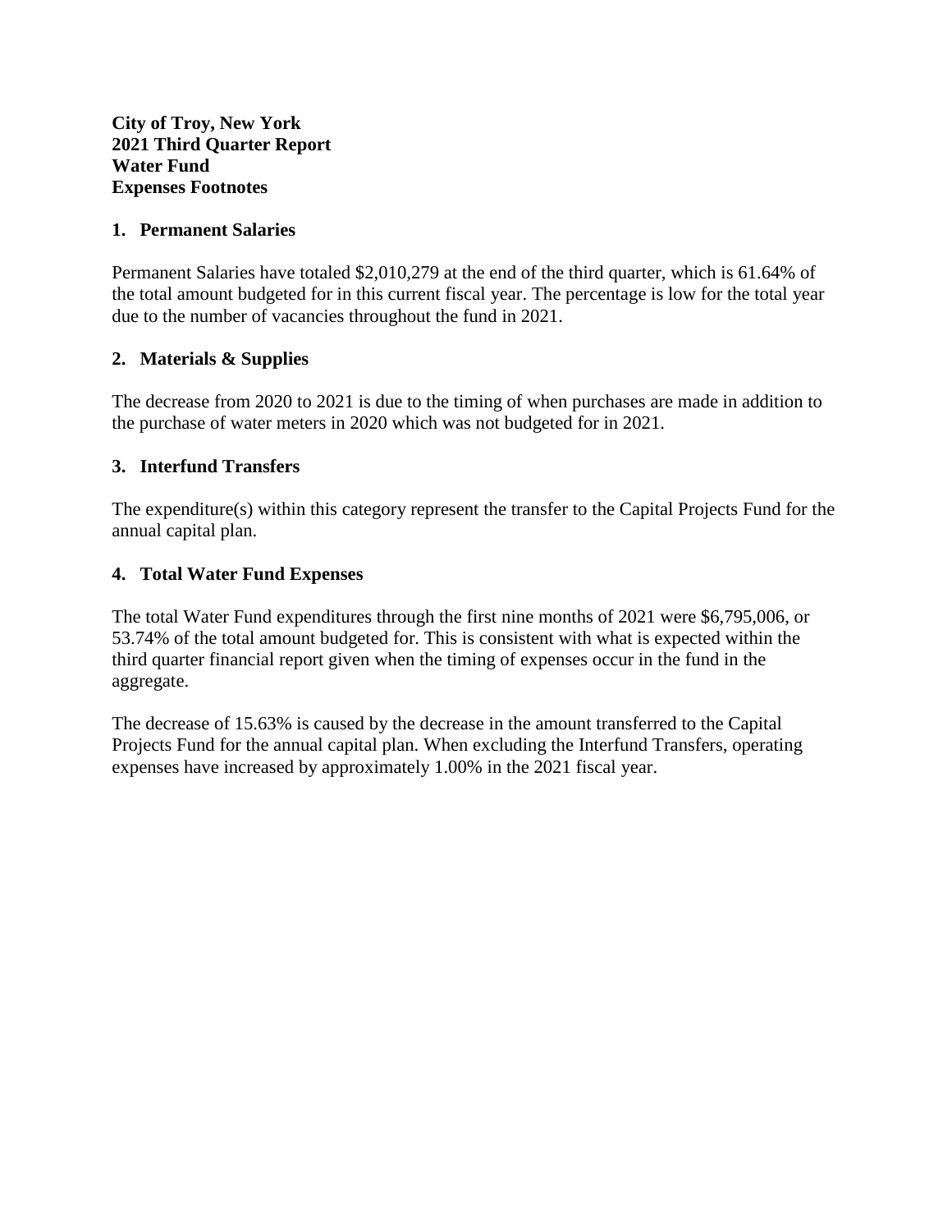**City of Troy, New York**
**2021 Third Quarter Report**
**Water Fund**
**Expenses Footnotes**

1. **Permanent Salaries**

Permanent Salaries have totaled $2,010,279 at the end of the third quarter, which is 61.64% of the total amount budgeted for in this current fiscal year. The percentage is low for the total year due to the number of vacancies throughout the fund in 2021.

2. **Materials & Supplies**

The decrease from 2020 to 2021 is due to the timing of when purchases are made in addition to the purchase of water meters in 2020 which was not budgeted for in 2021.

3. **Interfund Transfers**

The expenditure(s) within this category represent the transfer to the Capital Projects Fund for the annual capital plan.

4. **Total Water Fund Expenses**

The total Water Fund expenditures through the first nine months of 2021 were $6,795,006, or 53.74% of the total amount budgeted for. This is consistent with what is expected within the third quarter financial report given when the timing of expenses occur in the fund in the aggregate.

The decrease of 15.63% is caused by the decrease in the amount transferred to the Capital Projects Fund for the annual capital plan. When excluding the Interfund Transfers, operating expenses have increased by approximately 1.00% in the 2021 fiscal year.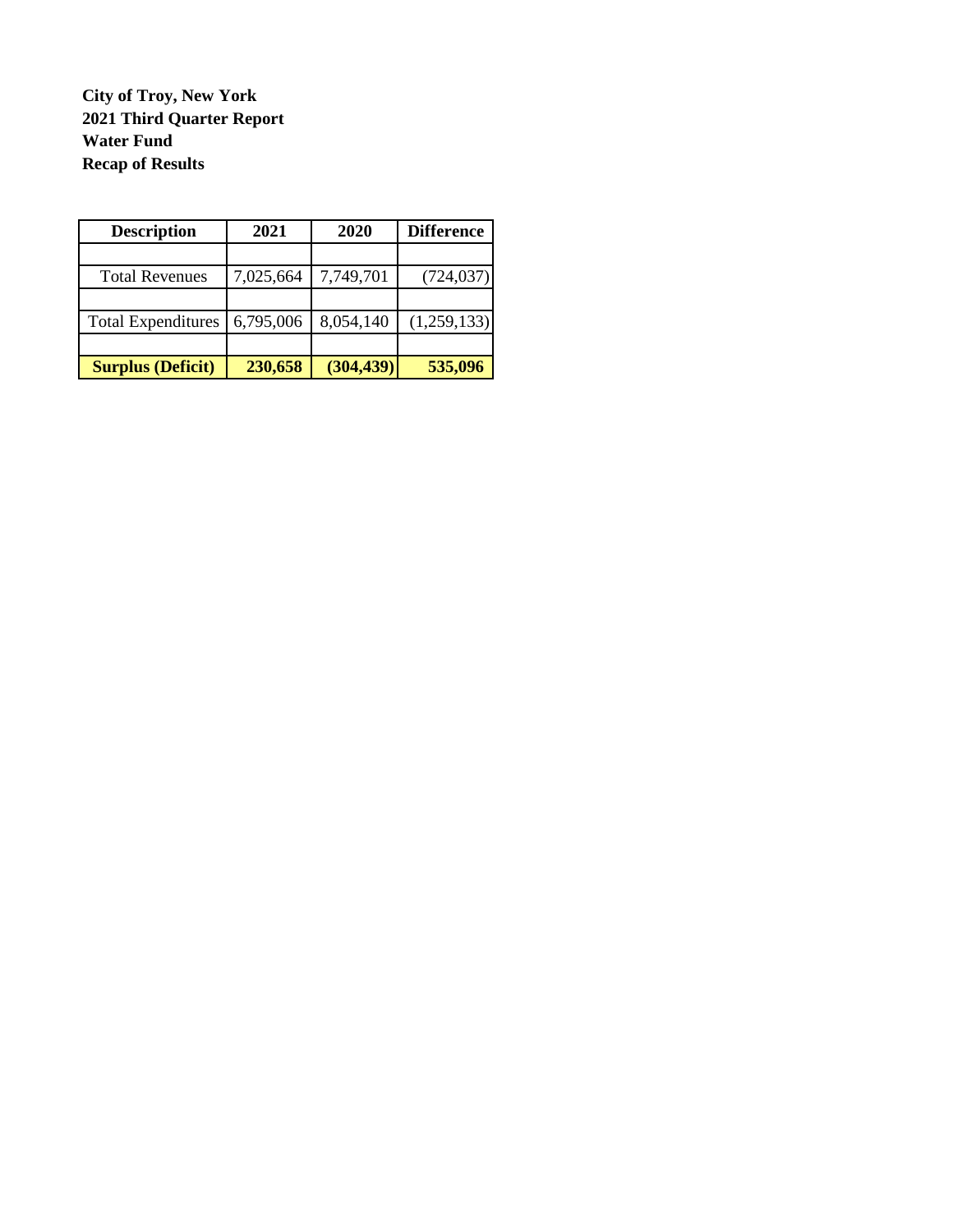**City of Troy, New York**
**2021 Third Quarter Report**
**Water Fund**
**Recap of Results**

| Description | 2021 | 2020 | Difference |
|---|---|---|---|
| | | | |
| Total Revenues | 7,025,664 | 7,749,701 | (724,037) |
| | | | |
| Total Expenditures | 6,795,006 | 8,054,140 | (1,259,133) |
| | | | |
| **Surplus (Deficit)** | **230,658** | **(304,439)** | **535,096** |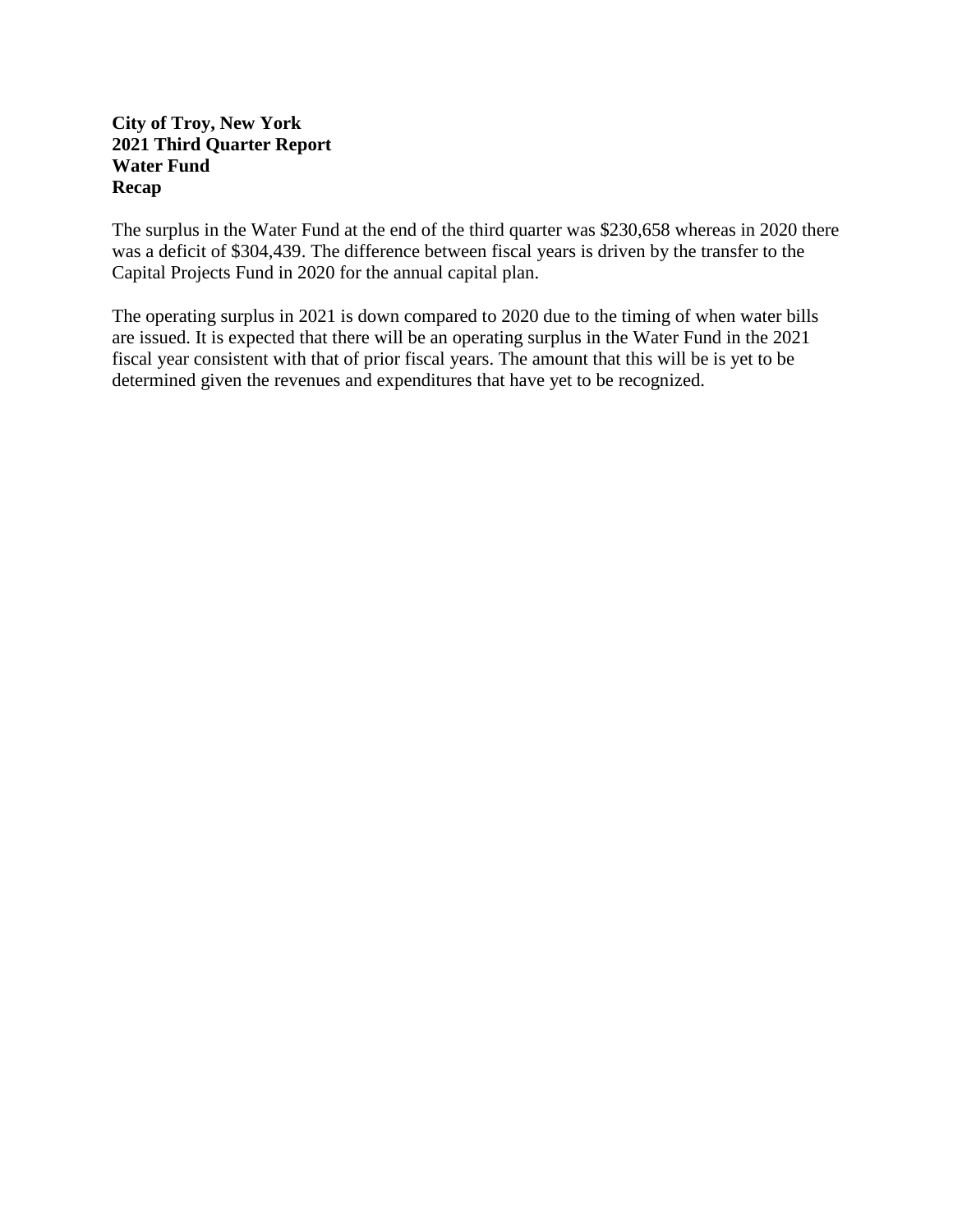**City of Troy, New York**
**2021 Third Quarter Report**
**Water Fund**
**Recap**

The surplus in the Water Fund at the end of the third quarter was $230,658 whereas in 2020 there was a deficit of $304,439. The difference between fiscal years is driven by the transfer to the Capital Projects Fund in 2020 for the annual capital plan.

The operating surplus in 2021 is down compared to 2020 due to the timing of when water bills are issued. It is expected that there will be an operating surplus in the Water Fund in the 2021 fiscal year consistent with that of prior fiscal years. The amount that this will be is yet to be determined given the revenues and expenditures that have yet to be recognized.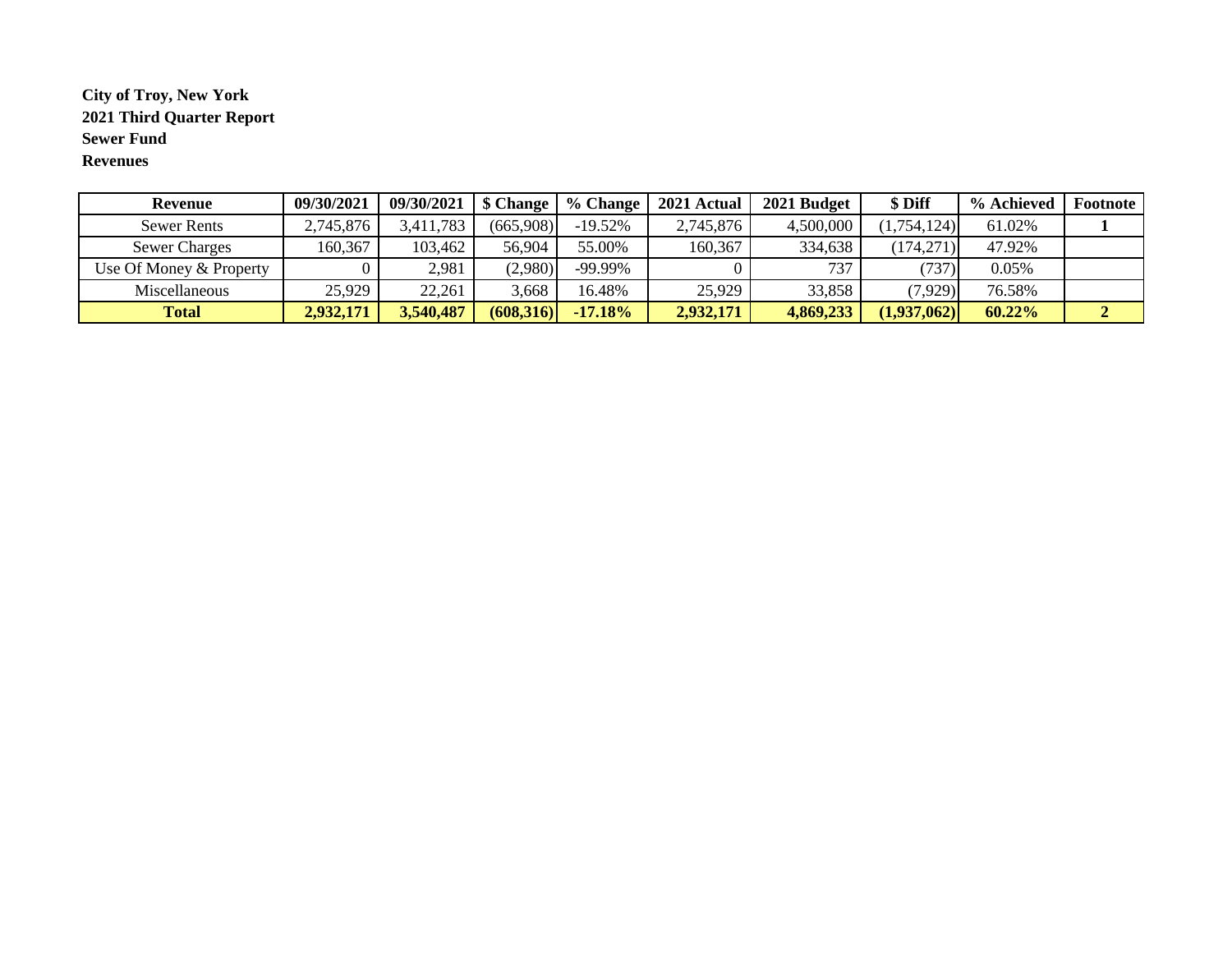**City of Troy, New York**
**2021 Third Quarter Report**
**Sewer Fund**
**Revenues**

| Revenue | 09/30/2021 | 09/30/2021 | $ Change | % Change | 2021 Actual | 2021 Budget | $ Diff | % Achieved | Footnote |
|---|---|---|---|---|---|---|---|---|---|
| Sewer Rents | 2,745,876 | 3,411,783 | (665,908) | -19.52% | 2,745,876 | 4,500,000 | (1,754,124) | 61.02% | **1** |
| Sewer Charges | 160,367 | 103,462 | 56,904 | 55.00% | 160,367 | 334,638 | (174,271) | 47.92% | |
| Use Of Money & Property | 0 | 2,981 | (2,980) | -99.99% | 0 | 737 | (737) | 0.05% | |
| Miscellaneous | 25,929 | 22,261 | 3,668 | 16.48% | 25,929 | 33,858 | (7,929) | 76.58% | |
| **Total** | **2,932,171** | **3,540,487** | **(608,316)** | **-17.18%** | **2,932,171** | **4,869,233** | **(1,937,062)** | **60.22%** | **2** |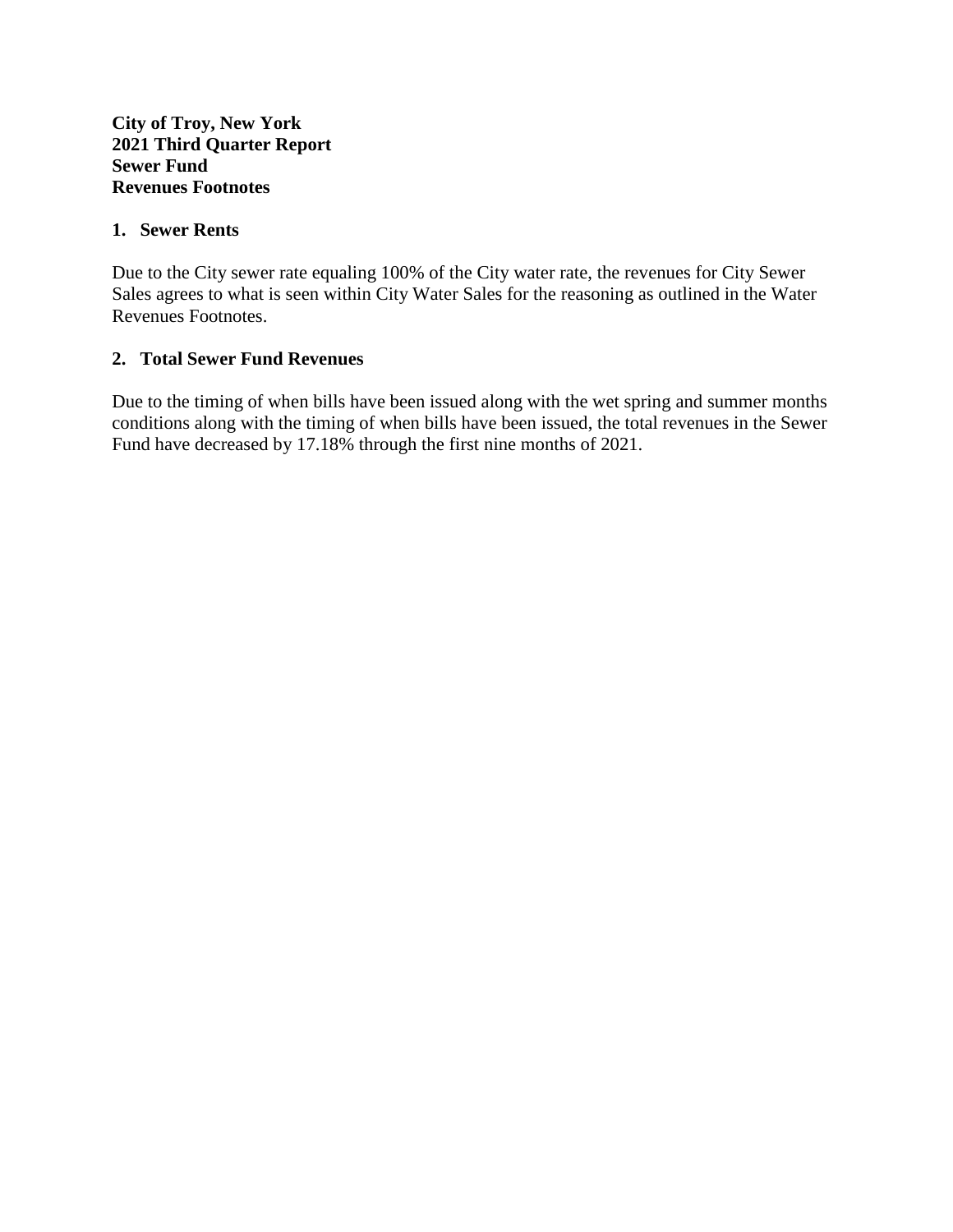**City of Troy, New York**
**2021 Third Quarter Report**
**Sewer Fund**
**Revenues Footnotes**

## 1. Sewer Rents

Due to the City sewer rate equaling 100% of the City water rate, the revenues for City Sewer Sales agrees to what is seen within City Water Sales for the reasoning as outlined in the Water Revenues Footnotes.

## 2. Total Sewer Fund Revenues

Due to the timing of when bills have been issued along with the wet spring and summer months conditions along with the timing of when bills have been issued, the total revenues in the Sewer Fund have decreased by 17.18% through the first nine months of 2021.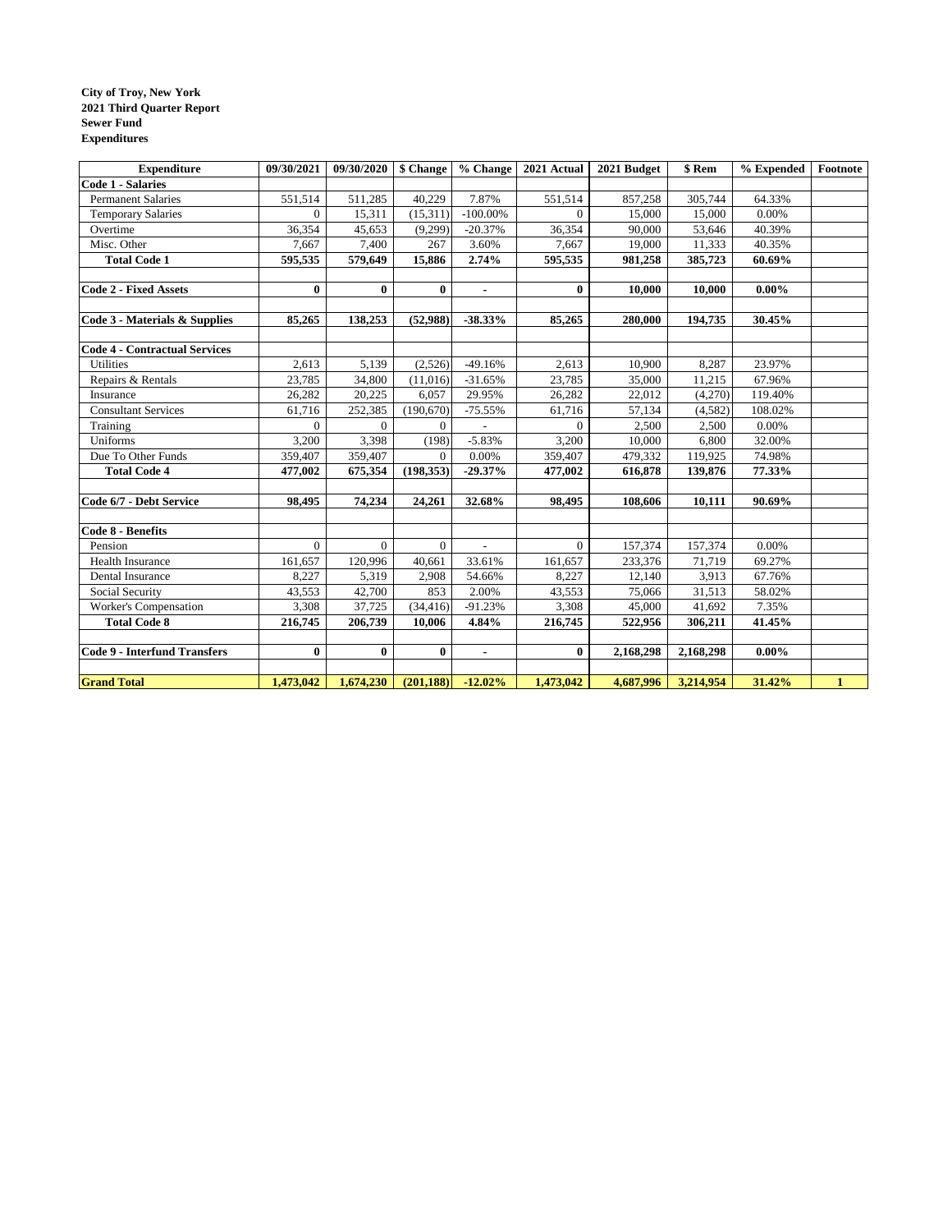**City of Troy, New York**
**2021 Third Quarter Report**
**Sewer Fund**
**Expenditures**

| Expenditure | 09/30/2021 | 09/30/2020 | $ Change | % Change | 2021 Actual | 2021 Budget | $ Rem | % Expended | Footnote |
|---|---|---|---|---|---|---|---|---|---|
| **Code 1 - Salaries** | | | | | | | | | |
| Permanent Salaries | 551,514 | 511,285 | 40,229 | 7.87% | 551,514 | 857,258 | 305,744 | 64.33% | |
| Temporary Salaries | 0 | 15,311 | (15,311) | -100.00% | 0 | 15,000 | 15,000 | 0.00% | |
| Overtime | 36,354 | 45,653 | (9,299) | -20.37% | 36,354 | 90,000 | 53,646 | 40.39% | |
| Misc. Other | 7,667 | 7,400 | 267 | 3.60% | 7,667 | 19,000 | 11,333 | 40.35% | |
| **Total Code 1** | **595,535** | **579,649** | **15,886** | **2.74%** | **595,535** | **981,258** | **385,723** | **60.69%** | |
| | | | | | | | | | |
| **Code 2 - Fixed Assets** | **0** | **0** | **0** | **-** | **0** | **10,000** | **10,000** | **0.00%** | |
| | | | | | | | | | |
| **Code 3 - Materials & Supplies** | **85,265** | **138,253** | **(52,988)** | **-38.33%** | **85,265** | **280,000** | **194,735** | **30.45%** | |
| | | | | | | | | | |
| **Code 4 - Contractual Services** | | | | | | | | | |
| Utilities | 2,613 | 5,139 | (2,526) | -49.16% | 2,613 | 10,900 | 8,287 | 23.97% | |
| Repairs & Rentals | 23,785 | 34,800 | (11,016) | -31.65% | 23,785 | 35,000 | 11,215 | 67.96% | |
| Insurance | 26,282 | 20,225 | 6,057 | 29.95% | 26,282 | 22,012 | (4,270) | 119.40% | |
| Consultant Services | 61,716 | 252,385 | (190,670) | -75.55% | 61,716 | 57,134 | (4,582) | 108.02% | |
| Training | 0 | 0 | 0 | - | 0 | 2,500 | 2,500 | 0.00% | |
| Uniforms | 3,200 | 3,398 | (198) | -5.83% | 3,200 | 10,000 | 6,800 | 32.00% | |
| Due To Other Funds | 359,407 | 359,407 | 0 | 0.00% | 359,407 | 479,332 | 119,925 | 74.98% | |
| **Total Code 4** | **477,002** | **675,354** | **(198,353)** | **-29.37%** | **477,002** | **616,878** | **139,876** | **77.33%** | |
| | | | | | | | | | |
| **Code 6/7 - Debt Service** | **98,495** | **74,234** | **24,261** | **32.68%** | **98,495** | **108,606** | **10,111** | **90.69%** | |
| | | | | | | | | | |
| **Code 8 - Benefits** | | | | | | | | | |
| Pension | 0 | 0 | 0 | - | 0 | 157,374 | 157,374 | 0.00% | |
| Health Insurance | 161,657 | 120,996 | 40,661 | 33.61% | 161,657 | 233,376 | 71,719 | 69.27% | |
| Dental Insurance | 8,227 | 5,319 | 2,908 | 54.66% | 8,227 | 12,140 | 3,913 | 67.76% | |
| Social Security | 43,553 | 42,700 | 853 | 2.00% | 43,553 | 75,066 | 31,513 | 58.02% | |
| Worker's Compensation | 3,308 | 37,725 | (34,416) | -91.23% | 3,308 | 45,000 | 41,692 | 7.35% | |
| **Total Code 8** | **216,745** | **206,739** | **10,006** | **4.84%** | **216,745** | **522,956** | **306,211** | **41.45%** | |
| | | | | | | | | | |
| **Code 9 - Interfund Transfers** | **0** | **0** | **0** | **-** | **0** | **2,168,298** | **2,168,298** | **0.00%** | |
| | | | | | | | | | |
| **Grand Total** | **1,473,042** | **1,674,230** | **(201,188)** | **-12.02%** | **1,473,042** | **4,687,996** | **3,214,954** | **31.42%** | **1** |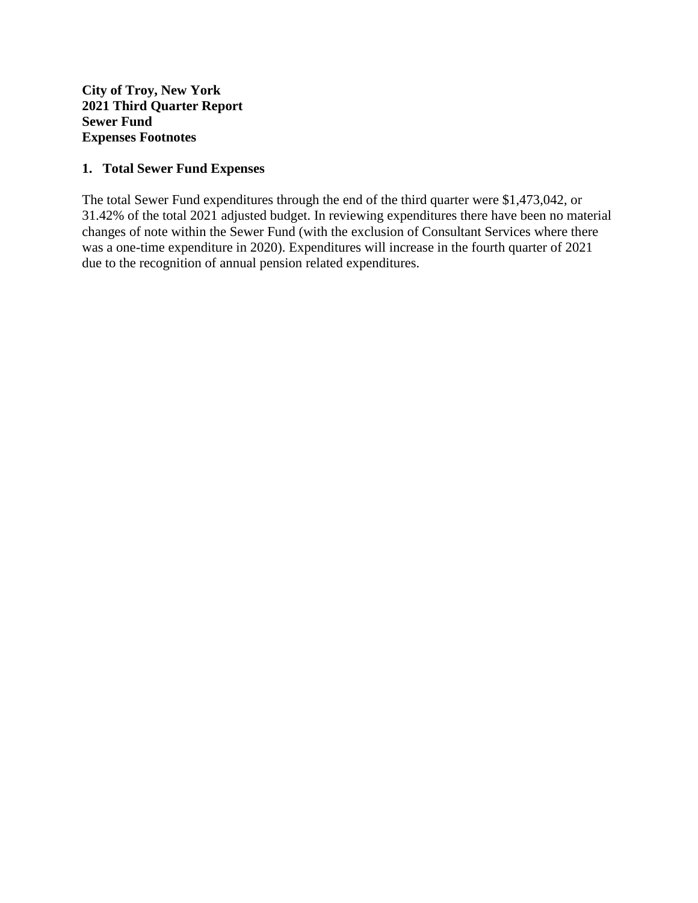**City of Troy, New York**
**2021 Third Quarter Report**
**Sewer Fund**
**Expenses Footnotes**

## 1. Total Sewer Fund Expenses

The total Sewer Fund expenditures through the end of the third quarter were $1,473,042, or 31.42% of the total 2021 adjusted budget. In reviewing expenditures there have been no material changes of note within the Sewer Fund (with the exclusion of Consultant Services where there was a one-time expenditure in 2020). Expenditures will increase in the fourth quarter of 2021 due to the recognition of annual pension related expenditures.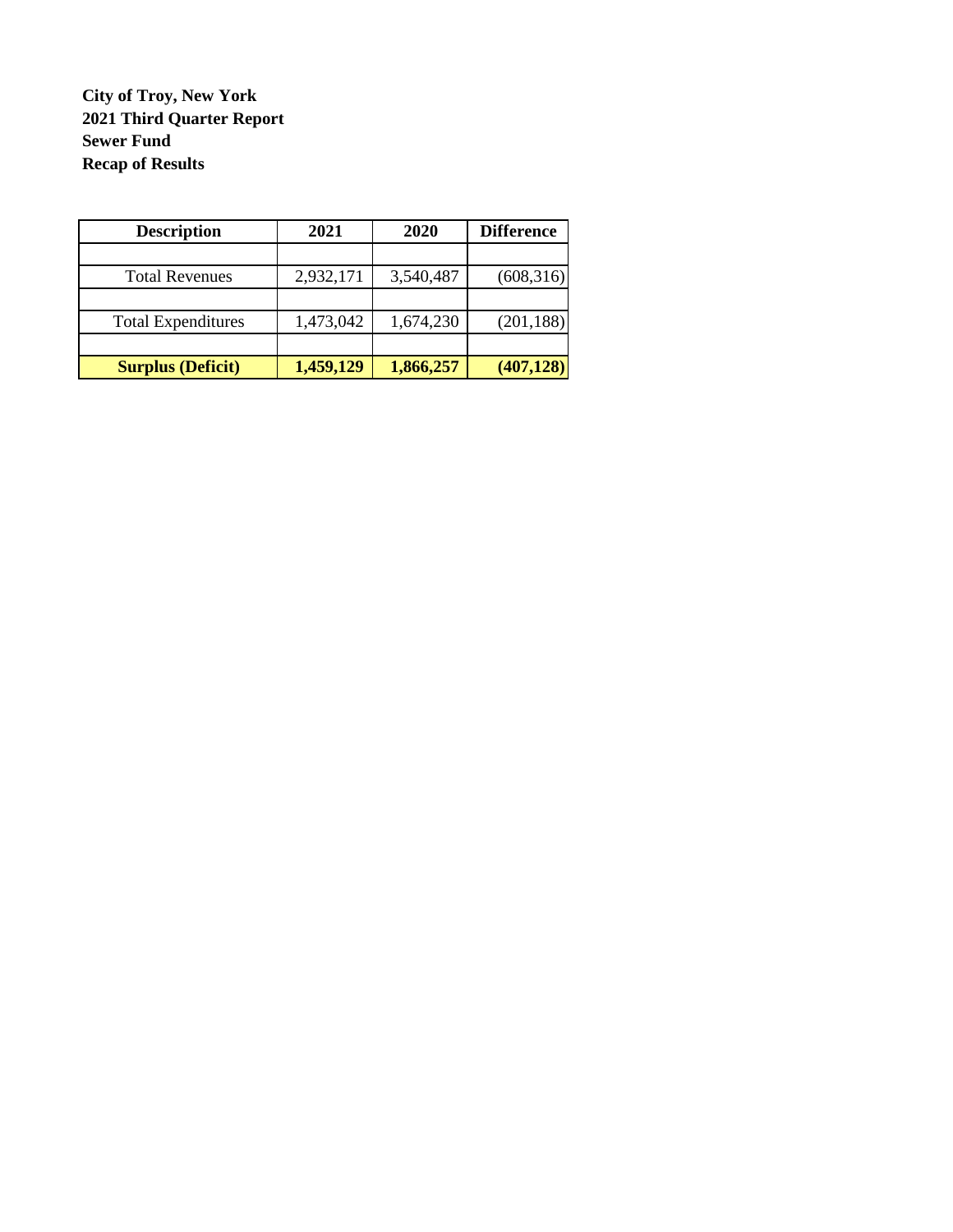**City of Troy, New York**
**2021 Third Quarter Report**
**Sewer Fund**
**Recap of Results**

| Description | 2021 | 2020 | Difference |
|---|---|---|---|
| | | | |
| Total Revenues | 2,932,171 | 3,540,487 | (608,316) |
| | | | |
| Total Expenditures | 1,473,042 | 1,674,230 | (201,188) |
| | | | |
| **Surplus (Deficit)** | **1,459,129** | **1,866,257** | **(407,128)** |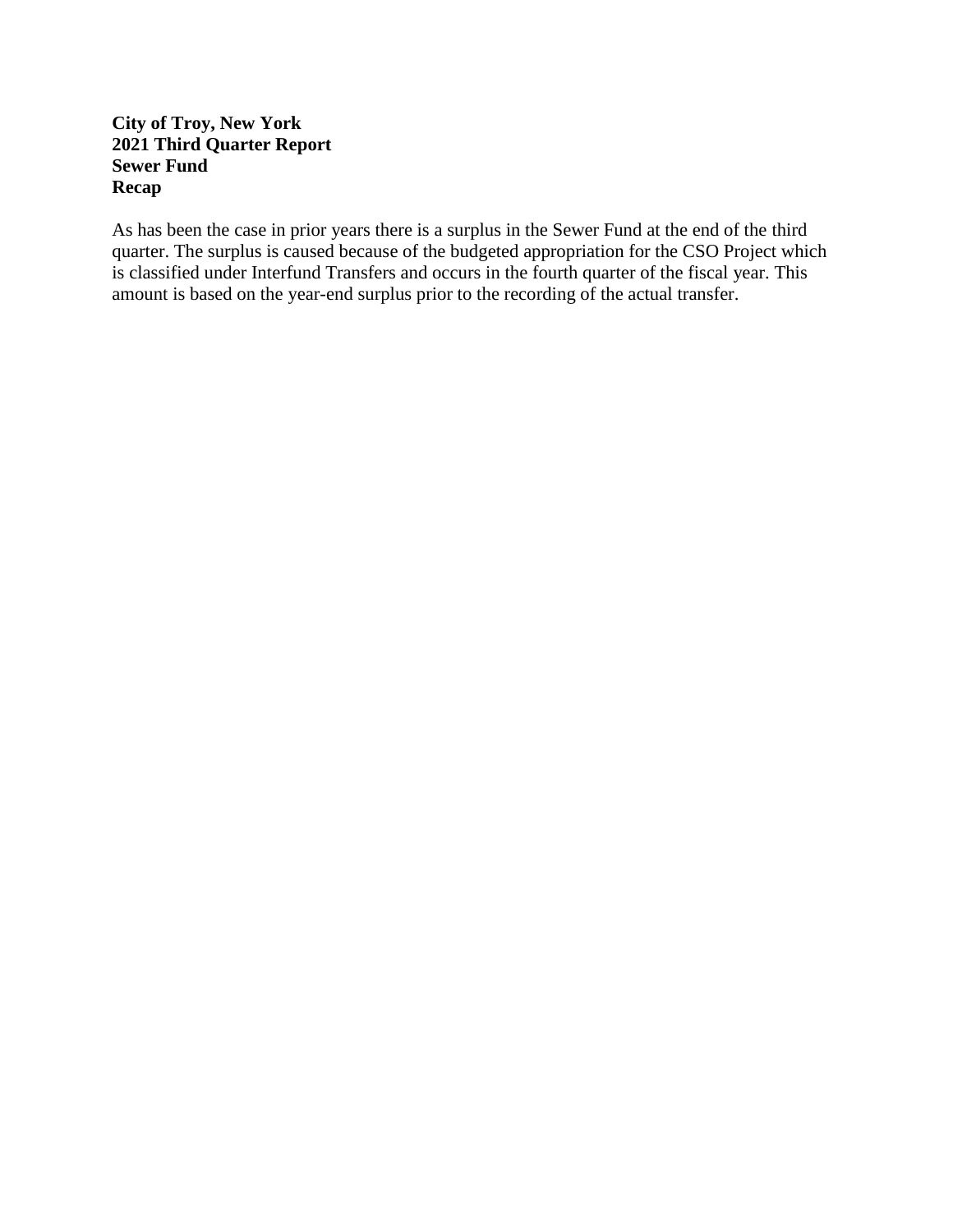**City of Troy, New York**
**2021 Third Quarter Report**
**Sewer Fund**
**Recap**

As has been the case in prior years there is a surplus in the Sewer Fund at the end of the third quarter. The surplus is caused because of the budgeted appropriation for the CSO Project which is classified under Interfund Transfers and occurs in the fourth quarter of the fiscal year. This amount is based on the year-end surplus prior to the recording of the actual transfer.